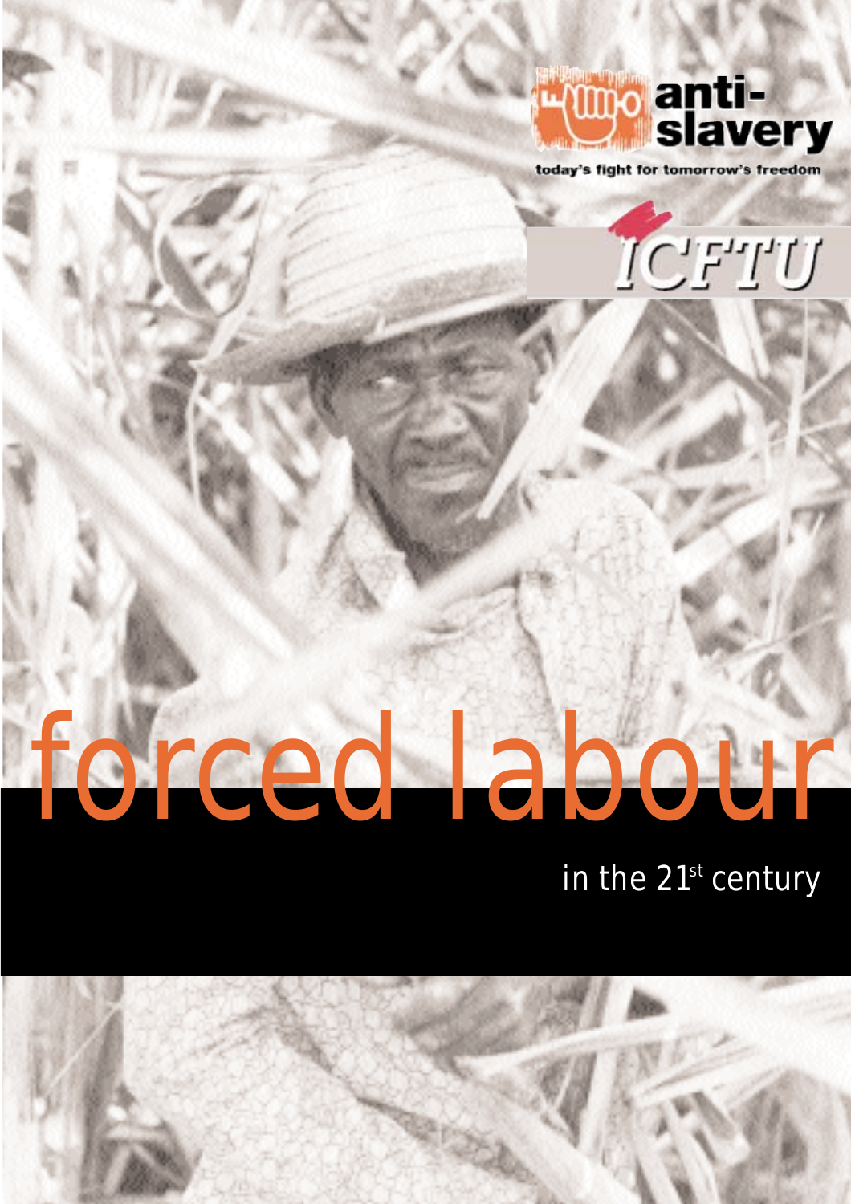anti-slavery

today's fight for tomorrow's freedom

ICFTU

# forced labour

## in the 21st century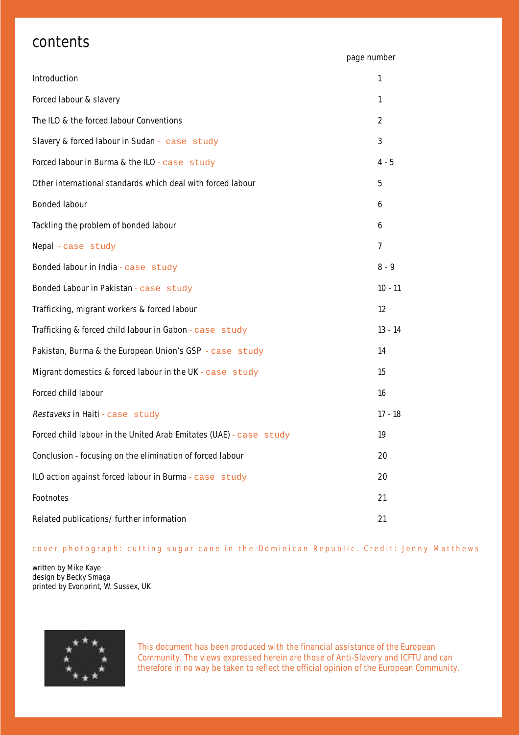# contents

| | page number |
|---|---|
| Introduction | 1 |
| Forced labour & slavery | 1 |
| The ILO & the forced labour Conventions | 2 |
| Slavery & forced labour in Sudan - case study | 3 |
| Forced labour in Burma & the ILO - case study | 4 - 5 |
| Other international standards which deal with forced labour | 5 |
| Bonded labour | 6 |
| Tackling the problem of bonded labour | 6 |
| Nepal - case study | 7 |
| Bonded labour in India - case study | 8 - 9 |
| Bonded Labour in Pakistan - case study | 10 - 11 |
| Trafficking, migrant workers & forced labour | 12 |
| Trafficking & forced child labour in Gabon - case study | 13 - 14 |
| Pakistan, Burma & the European Union's GSP - case study | 14 |
| Migrant domestics & forced labour in the UK - case study | 15 |
| Forced child labour | 16 |
| *Restaveks* in Haiti - case study | 17 - 18 |
| Forced child labour in the United Arab Emitates (UAE) - case study | 19 |
| Conclusion - focusing on the elimination of forced labour | 20 |
| ILO action against forced labour in Burma - case study | 20 |
| Footnotes | 21 |
| Related publications/ further information | 21 |

cover photograph: cutting sugar cane in the Dominican Republic. Credit: Jenny Matthews

written by Mike Kaye
design by Becky Smaga
printed by Evonprint, W. Sussex, UK

This document has been produced with the financial assistance of the European Community. The views expressed herein are those of Anti-Slavery and ICFTU and can therefore in no way be taken to reflect the official opinion of the European Community.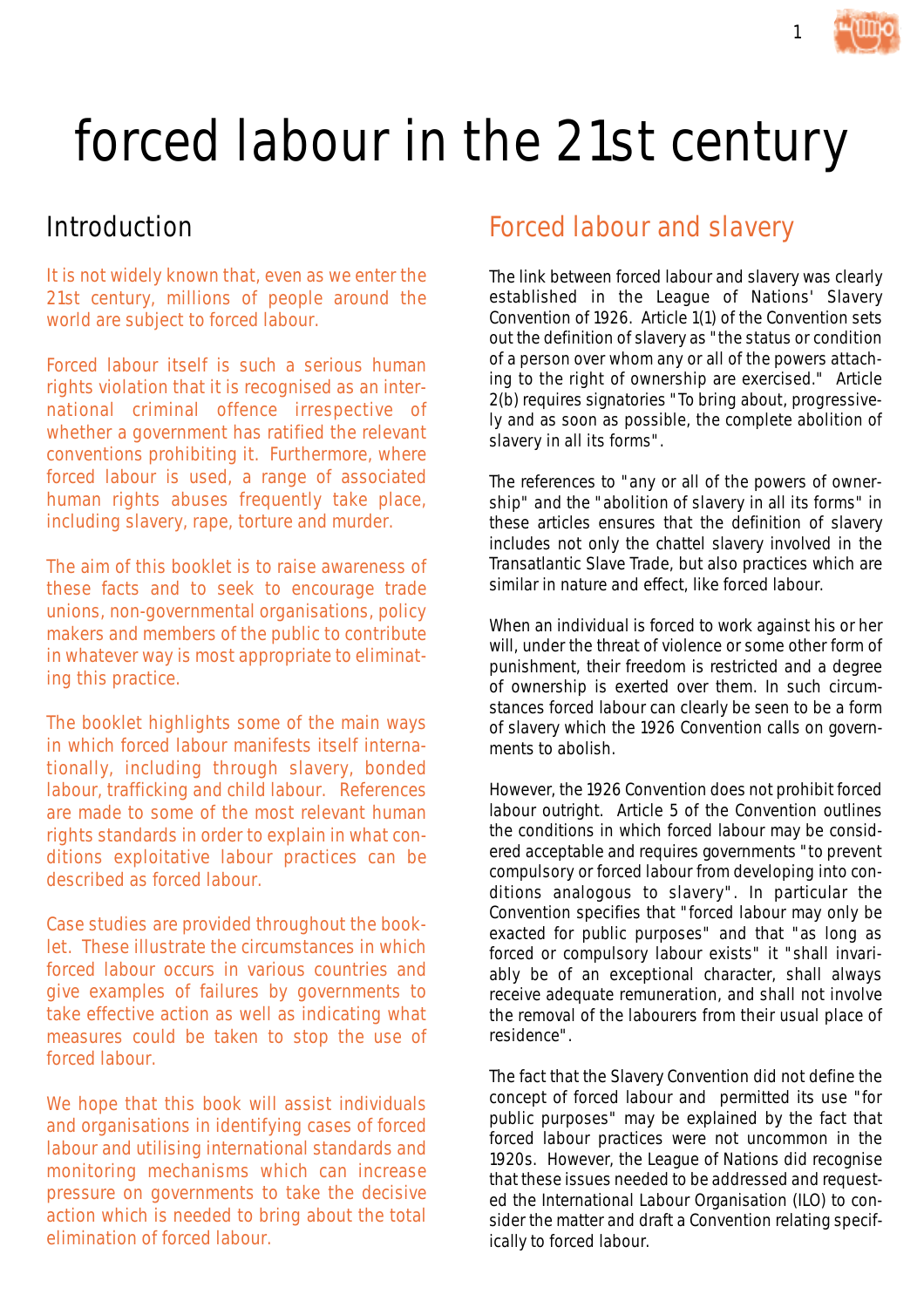# forced labour in the 21st century

## Introduction

It is not widely known that, even as we enter the 21st century, millions of people around the world are subject to forced labour.

Forced labour itself is such a serious human rights violation that it is recognised as an international criminal offence irrespective of whether a government has ratified the relevant conventions prohibiting it. Furthermore, where forced labour is used, a range of associated human rights abuses frequently take place, including slavery, rape, torture and murder.

The aim of this booklet is to raise awareness of these facts and to seek to encourage trade unions, non-governmental organisations, policy makers and members of the public to contribute in whatever way is most appropriate to eliminating this practice.

The booklet highlights some of the main ways in which forced labour manifests itself internationally, including through slavery, bonded labour, trafficking and child labour. References are made to some of the most relevant human rights standards in order to explain in what conditions exploitative labour practices can be described as forced labour.

Case studies are provided throughout the booklet. These illustrate the circumstances in which forced labour occurs in various countries and give examples of failures by governments to take effective action as well as indicating what measures could be taken to stop the use of forced labour.

We hope that this book will assist individuals and organisations in identifying cases of forced labour and utilising international standards and monitoring mechanisms which can increase pressure on governments to take the decisive action which is needed to bring about the total elimination of forced labour.

## Forced labour and slavery

The link between forced labour and slavery was clearly established in the League of Nations' Slavery Convention of 1926. Article 1(1) of the Convention sets out the definition of slavery as "the status or condition of a person over whom any or all of the powers attaching to the right of ownership are exercised." Article 2(b) requires signatories "To bring about, progressively and as soon as possible, the complete abolition of slavery in all its forms".

The references to "any or all of the powers of ownership" and the "abolition of slavery in all its forms" in these articles ensures that the definition of slavery includes not only the chattel slavery involved in the Transatlantic Slave Trade, but also practices which are similar in nature and effect, like forced labour.

When an individual is forced to work against his or her will, under the threat of violence or some other form of punishment, their freedom is restricted and a degree of ownership is exerted over them. In such circumstances forced labour can clearly be seen to be a form of slavery which the 1926 Convention calls on governments to abolish.

However, the 1926 Convention does not prohibit forced labour outright. Article 5 of the Convention outlines the conditions in which forced labour may be considered acceptable and requires governments "to prevent compulsory or forced labour from developing into conditions analogous to slavery". In particular the Convention specifies that "forced labour may only be exacted for public purposes" and that "as long as forced or compulsory labour exists" it "shall invariably be of an exceptional character, shall always receive adequate remuneration, and shall not involve the removal of the labourers from their usual place of residence".

The fact that the Slavery Convention did not define the concept of forced labour and permitted its use "for public purposes" may be explained by the fact that forced labour practices were not uncommon in the 1920s. However, the League of Nations did recognise that these issues needed to be addressed and requested the International Labour Organisation (ILO) to consider the matter and draft a Convention relating specifically to forced labour.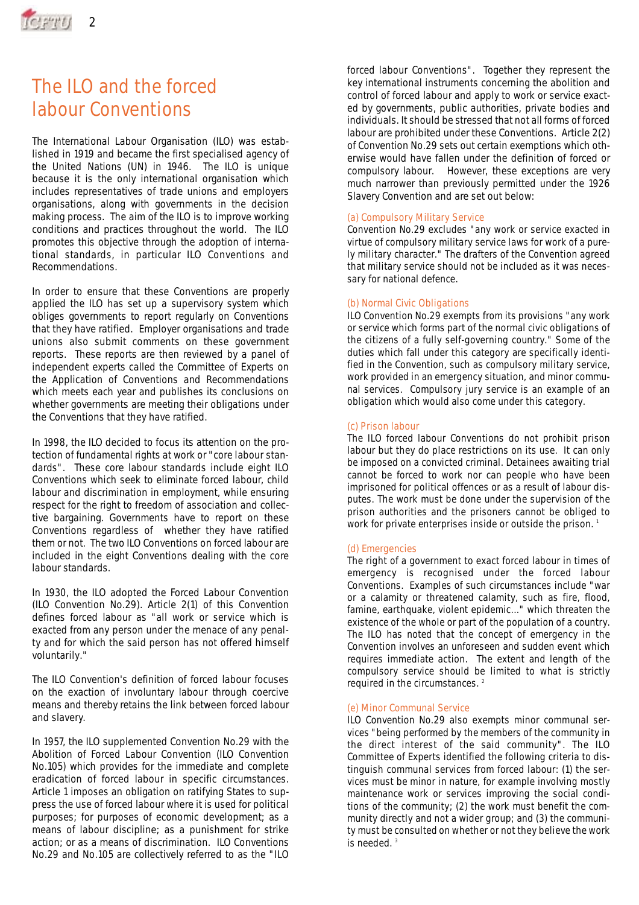## The ILO and the forced labour Conventions

The International Labour Organisation (ILO) was established in 1919 and became the first specialised agency of the United Nations (UN) in 1946. The ILO is unique because it is the only international organisation which includes representatives of trade unions and employers organisations, along with governments in the decision making process. The aim of the ILO is to improve working conditions and practices throughout the world. The ILO promotes this objective through the adoption of international standards, in particular ILO Conventions and Recommendations.

In order to ensure that these Conventions are properly applied the ILO has set up a supervisory system which obliges governments to report regularly on Conventions that they have ratified. Employer organisations and trade unions also submit comments on these government reports. These reports are then reviewed by a panel of independent experts called the Committee of Experts on the Application of Conventions and Recommendations which meets each year and publishes its conclusions on whether governments are meeting their obligations under the Conventions that they have ratified.

In 1998, the ILO decided to focus its attention on the protection of fundamental rights at work or "core labour standards". These core labour standards include eight ILO Conventions which seek to eliminate forced labour, child labour and discrimination in employment, while ensuring respect for the right to freedom of association and collective bargaining. Governments have to report on these Conventions regardless of whether they have ratified them or not. The two ILO Conventions on forced labour are included in the eight Conventions dealing with the core labour standards.

In 1930, the ILO adopted the Forced Labour Convention (ILO Convention No.29). Article 2(1) of this Convention defines forced labour as "all work or service which is exacted from any person under the menace of any penalty and for which the said person has not offered himself voluntarily."

The ILO Convention's definition of forced labour focuses on the exaction of involuntary labour through coercive means and thereby retains the link between forced labour and slavery.

In 1957, the ILO supplemented Convention No.29 with the Abolition of Forced Labour Convention (ILO Convention No.105) which provides for the immediate and complete eradication of forced labour in specific circumstances. Article 1 imposes an obligation on ratifying States to suppress the use of forced labour where it is used for political purposes; for purposes of economic development; as a means of labour discipline; as a punishment for strike action; or as a means of discrimination. ILO Conventions No.29 and No.105 are collectively referred to as the "ILO forced labour Conventions". Together they represent the key international instruments concerning the abolition and control of forced labour and apply to work or service exacted by governments, public authorities, private bodies and individuals. It should be stressed that not all forms of forced labour are prohibited under these Conventions. Article 2(2) of Convention No.29 sets out certain exemptions which otherwise would have fallen under the definition of forced or compulsory labour. However, these exceptions are very much narrower than previously permitted under the 1926 Slavery Convention and are set out below:

### (a) Compulsory Military Service

Convention No.29 excludes "any work or service exacted in virtue of compulsory military service laws for work of a purely military character." The drafters of the Convention agreed that military service should not be included as it was necessary for national defence.

### (b) Normal Civic Obligations

ILO Convention No.29 exempts from its provisions "any work or service which forms part of the normal civic obligations of the citizens of a fully self-governing country." Some of the duties which fall under this category are specifically identified in the Convention, such as compulsory military service, work provided in an emergency situation, and minor communal services. Compulsory jury service is an example of an obligation which would also come under this category.

### (c) Prison labour

The ILO forced labour Conventions do not prohibit prison labour but they do place restrictions on its use. It can only be imposed on a convicted criminal. Detainees awaiting trial cannot be forced to work nor can people who have been imprisoned for political offences or as a result of labour disputes. The work must be done under the supervision of the prison authorities and the prisoners cannot be obliged to work for private enterprises inside or outside the prison. [1]

### (d) Emergencies

The right of a government to exact forced labour in times of emergency is recognised under the forced labour Conventions. Examples of such circumstances include "war or a calamity or threatened calamity, such as fire, flood, famine, earthquake, violent epidemic..." which threaten the existence of the whole or part of the population of a country. The ILO has noted that the concept of emergency in the Convention involves an unforeseen and sudden event which requires immediate action. The extent and length of the compulsory service should be limited to what is strictly required in the circumstances. [2]

### (e) Minor Communal Service

ILO Convention No.29 also exempts minor communal services "being performed by the members of the community in the direct interest of the said community". The ILO Committee of Experts identified the following criteria to distinguish communal services from forced labour: (1) the services must be minor in nature, for example involving mostly maintenance work or services improving the social conditions of the community; (2) the work must benefit the community directly and not a wider group; and (3) the community must be consulted on whether or not they believe the work is needed. [3]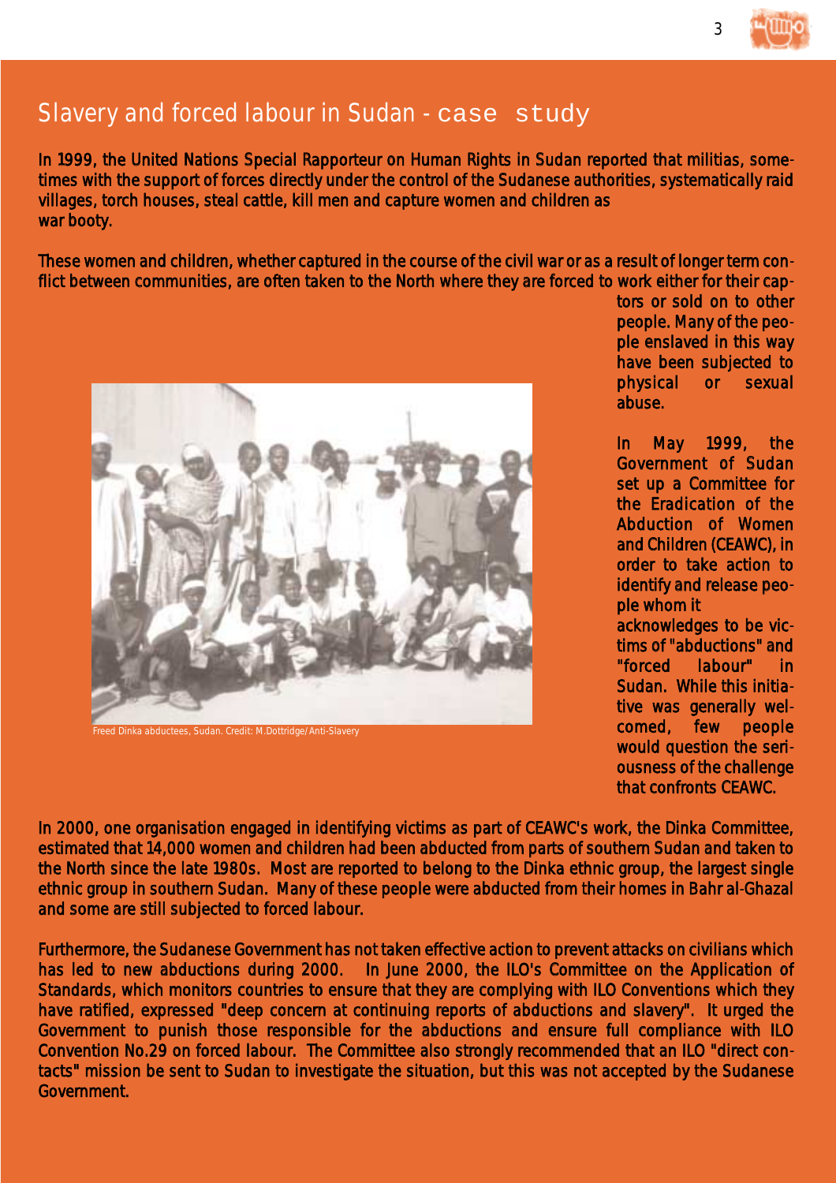## Slavery and forced labour in Sudan - case study

In 1999, the United Nations Special Rapporteur on Human Rights in Sudan reported that militias, sometimes with the support of forces directly under the control of the Sudanese authorities, systematically raid villages, torch houses, steal cattle, kill men and capture women and children as war booty.

These women and children, whether captured in the course of the civil war or as a result of longer term conflict between communities, are often taken to the North where they are forced to work either for their captors or sold on to other people. Many of the people enslaved in this way have been subjected to physical or sexual abuse.

Freed Dinka abductees, Sudan. Credit: M.Dottridge/Anti-Slavery

In May 1999, the Government of Sudan set up a Committee for the Eradication of the Abduction of Women and Children (CEAWC), in order to take action to identify and release people whom it acknowledges to be victims of "abductions" and "forced labour" in Sudan. While this initiative was generally welcomed, few people would question the seriousness of the challenge that confronts CEAWC.

In 2000, one organisation engaged in identifying victims as part of CEAWC's work, the Dinka Committee, estimated that 14,000 women and children had been abducted from parts of southern Sudan and taken to the North since the late 1980s. Most are reported to belong to the Dinka ethnic group, the largest single ethnic group in southern Sudan. Many of these people were abducted from their homes in Bahr al-Ghazal and some are still subjected to forced labour.

Furthermore, the Sudanese Government has not taken effective action to prevent attacks on civilians which has led to new abductions during 2000. In June 2000, the ILO's Committee on the Application of Standards, which monitors countries to ensure that they are complying with ILO Conventions which they have ratified, expressed "deep concern at continuing reports of abductions and slavery". It urged the Government to punish those responsible for the abductions and ensure full compliance with ILO Convention No.29 on forced labour. The Committee also strongly recommended that an ILO "direct contacts" mission be sent to Sudan to investigate the situation, but this was not accepted by the Sudanese Government.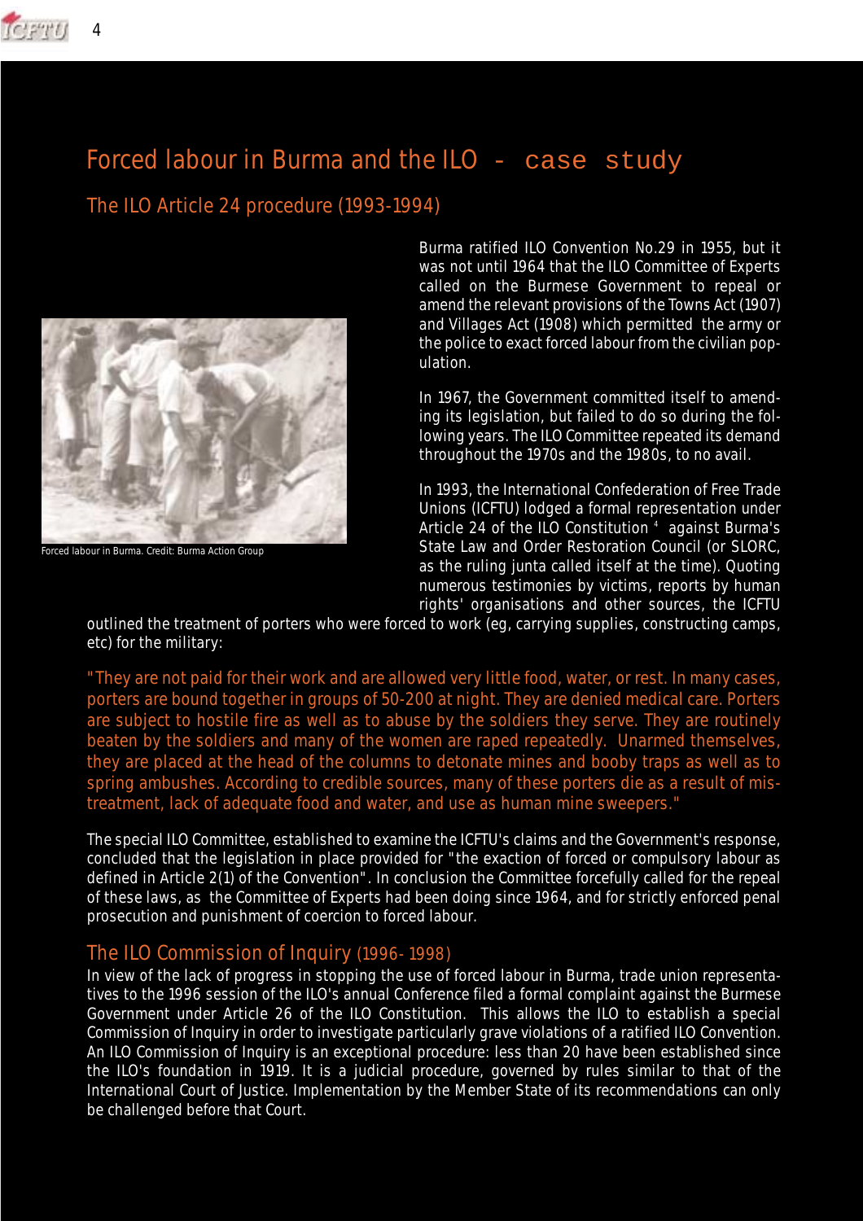# Forced labour in Burma and the ILO - case study

## The ILO Article 24 procedure (1993-1994)

Forced labour in Burma. Credit: Burma Action Group

Burma ratified ILO Convention No.29 in 1955, but it was not until 1964 that the ILO Committee of Experts called on the Burmese Government to repeal or amend the relevant provisions of the Towns Act (1907) and Villages Act (1908) which permitted the army or the police to exact forced labour from the civilian population.

In 1967, the Government committed itself to amending its legislation, but failed to do so during the following years. The ILO Committee repeated its demand throughout the 1970s and the 1980s, to no avail.

In 1993, the International Confederation of Free Trade Unions (ICFTU) lodged a formal representation under Article 24 of the ILO Constitution [4] against Burma's State Law and Order Restoration Council (or SLORC, as the ruling junta called itself at the time). Quoting numerous testimonies by victims, reports by human rights' organisations and other sources, the ICFTU outlined the treatment of porters who were forced to work (eg, carrying supplies, constructing camps, etc) for the military:

"They are not paid for their work and are allowed very little food, water, or rest. In many cases, porters are bound together in groups of 50-200 at night. They are denied medical care. Porters are subject to hostile fire as well as to abuse by the soldiers they serve. They are routinely beaten by the soldiers and many of the women are raped repeatedly. Unarmed themselves, they are placed at the head of the columns to detonate mines and booby traps as well as to spring ambushes. According to credible sources, many of these porters die as a result of mistreatment, lack of adequate food and water, and use as human mine sweepers."

The special ILO Committee, established to examine the ICFTU's claims and the Government's response, concluded that the legislation in place provided for "the exaction of forced or compulsory labour as defined in Article 2(1) of the Convention". In conclusion the Committee forcefully called for the repeal of these laws, as the Committee of Experts had been doing since 1964, and for strictly enforced penal prosecution and punishment of coercion to forced labour.

## The ILO Commission of Inquiry (1996- 1998)

In view of the lack of progress in stopping the use of forced labour in Burma, trade union representatives to the 1996 session of the ILO's annual Conference filed a formal complaint against the Burmese Government under Article 26 of the ILO Constitution. This allows the ILO to establish a special Commission of Inquiry in order to investigate particularly grave violations of a ratified ILO Convention. An ILO Commission of Inquiry is an exceptional procedure: less than 20 have been established since the ILO's foundation in 1919. It is a judicial procedure, governed by rules similar to that of the International Court of Justice. Implementation by the Member State of its recommendations can only be challenged before that Court.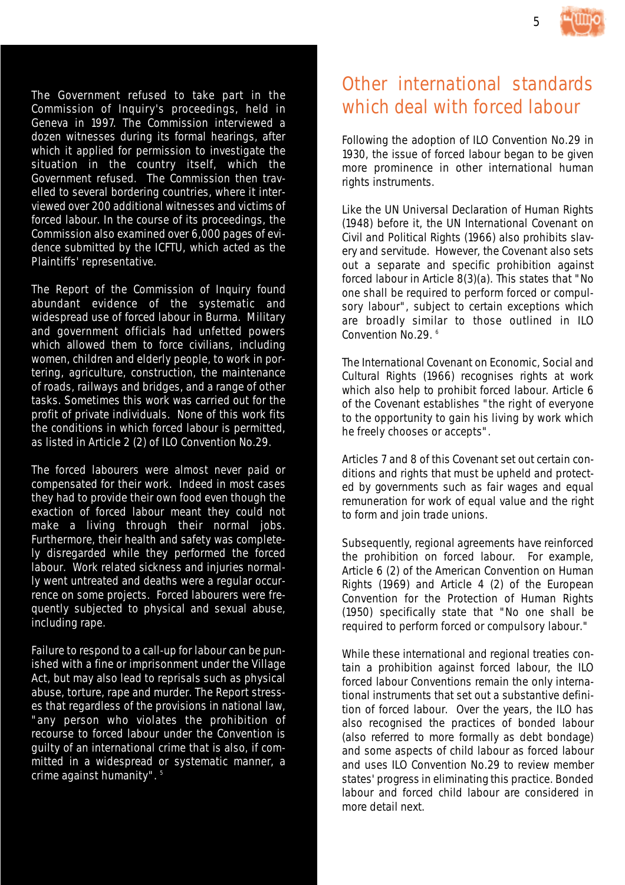The Government refused to take part in the Commission of Inquiry's proceedings, held in Geneva in 1997. The Commission interviewed a dozen witnesses during its formal hearings, after which it applied for permission to investigate the situation in the country itself, which the Government refused. The Commission then travelled to several bordering countries, where it interviewed over 200 additional witnesses and victims of forced labour. In the course of its proceedings, the Commission also examined over 6,000 pages of evidence submitted by the ICFTU, which acted as the Plaintiffs' representative.

The Report of the Commission of Inquiry found abundant evidence of the systematic and widespread use of forced labour in Burma. Military and government officials had unfetted powers which allowed them to force civilians, including women, children and elderly people, to work in portering, agriculture, construction, the maintenance of roads, railways and bridges, and a range of other tasks. Sometimes this work was carried out for the profit of private individuals. None of this work fits the conditions in which forced labour is permitted, as listed in Article 2 (2) of ILO Convention No.29.

The forced labourers were almost never paid or compensated for their work. Indeed in most cases they had to provide their own food even though the exaction of forced labour meant they could not make a living through their normal jobs. Furthermore, their health and safety was completely disregarded while they performed the forced labour. Work related sickness and injuries normally went untreated and deaths were a regular occurrence on some projects. Forced labourers were frequently subjected to physical and sexual abuse, including rape.

Failure to respond to a call-up for labour can be punished with a fine or imprisonment under the Village Act, but may also lead to reprisals such as physical abuse, torture, rape and murder. The Report stresses that regardless of the provisions in national law, "any person who violates the prohibition of recourse to forced labour under the Convention is guilty of an international crime that is also, if committed in a widespread or systematic manner, a crime against humanity". [5]

## Other international standards which deal with forced labour

Following the adoption of ILO Convention No.29 in 1930, the issue of forced labour began to be given more prominence in other international human rights instruments.

Like the UN Universal Declaration of Human Rights (1948) before it, the UN International Covenant on Civil and Political Rights (1966) also prohibits slavery and servitude. However, the Covenant also sets out a separate and specific prohibition against forced labour in Article 8(3)(a). This states that "No one shall be required to perform forced or compulsory labour", subject to certain exceptions which are broadly similar to those outlined in ILO Convention No.29. [6]

The International Covenant on Economic, Social and Cultural Rights (1966) recognises rights at work which also help to prohibit forced labour. Article 6 of the Covenant establishes "the right of everyone to the opportunity to gain his living by work which he freely chooses or accepts".

Articles 7 and 8 of this Covenant set out certain conditions and rights that must be upheld and protected by governments such as fair wages and equal remuneration for work of equal value and the right to form and join trade unions.

Subsequently, regional agreements have reinforced the prohibition on forced labour. For example, Article 6 (2) of the American Convention on Human Rights (1969) and Article 4 (2) of the European Convention for the Protection of Human Rights (1950) specifically state that "No one shall be required to perform forced or compulsory labour."

While these international and regional treaties contain a prohibition against forced labour, the ILO forced labour Conventions remain the only international instruments that set out a substantive definition of forced labour. Over the years, the ILO has also recognised the practices of bonded labour (also referred to more formally as debt bondage) and some aspects of child labour as forced labour and uses ILO Convention No.29 to review member states' progress in eliminating this practice. Bonded labour and forced child labour are considered in more detail next.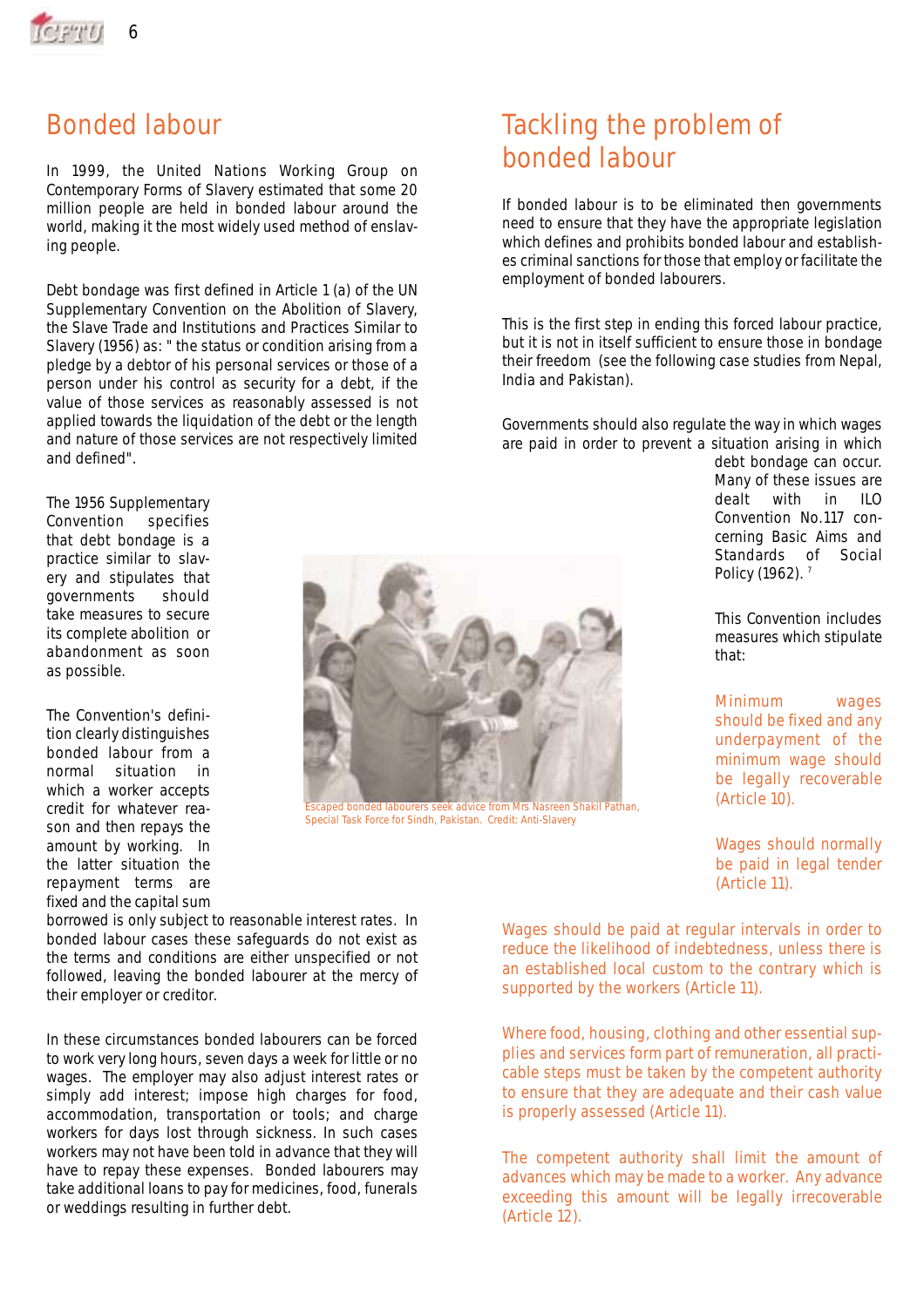## Bonded labour

In 1999, the United Nations Working Group on Contemporary Forms of Slavery estimated that some 20 million people are held in bonded labour around the world, making it the most widely used method of enslaving people.

Debt bondage was first defined in Article 1 (a) of the UN Supplementary Convention on the Abolition of Slavery, the Slave Trade and Institutions and Practices Similar to Slavery (1956) as: " the status or condition arising from a pledge by a debtor of his personal services or those of a person under his control as security for a debt, if the value of those services as reasonably assessed is not applied towards the liquidation of the debt or the length and nature of those services are not respectively limited and defined".

The 1956 Supplementary Convention specifies that debt bondage is a practice similar to slavery and stipulates that governments should take measures to secure its complete abolition or abandonment as soon as possible.

The Convention's definition clearly distinguishes bonded labour from a normal situation in which a worker accepts credit for whatever reason and then repays the amount by working. In the latter situation the repayment terms are fixed and the capital sum borrowed is only subject to reasonable interest rates. In bonded labour cases these safeguards do not exist as the terms and conditions are either unspecified or not followed, leaving the bonded labourer at the mercy of their employer or creditor.

In these circumstances bonded labourers can be forced to work very long hours, seven days a week for little or no wages. The employer may also adjust interest rates or simply add interest; impose high charges for food, accommodation, transportation or tools; and charge workers for days lost through sickness. In such cases workers may not have been told in advance that they will have to repay these expenses. Bonded labourers may take additional loans to pay for medicines, food, funerals or weddings resulting in further debt.

Escaped bonded labourers seek advice from Mrs Nasreen Shakil Pathan, Special Task Force for Sindh, Pakistan. Credit: Anti-Slavery

## Tackling the problem of bonded labour

If bonded labour is to be eliminated then governments need to ensure that they have the appropriate legislation which defines and prohibits bonded labour and establishes criminal sanctions for those that employ or facilitate the employment of bonded labourers.

This is the first step in ending this forced labour practice, but it is not in itself sufficient to ensure those in bondage their freedom (see the following case studies from Nepal, India and Pakistan).

Governments should also regulate the way in which wages are paid in order to prevent a situation arising in which debt bondage can occur. Many of these issues are dealt with in ILO Convention No.117 concerning Basic Aims and Standards of Social Policy (1962). [7]

This Convention includes measures which stipulate that:

Minimum wages should be fixed and any underpayment of the minimum wage should be legally recoverable (Article 10).

Wages should normally be paid in legal tender (Article 11).

Wages should be paid at regular intervals in order to reduce the likelihood of indebtedness, unless there is an established local custom to the contrary which is supported by the workers (Article 11).

Where food, housing, clothing and other essential supplies and services form part of remuneration, all practicable steps must be taken by the competent authority to ensure that they are adequate and their cash value is properly assessed (Article 11).

The competent authority shall limit the amount of advances which may be made to a worker. Any advance exceeding this amount will be legally irrecoverable (Article 12).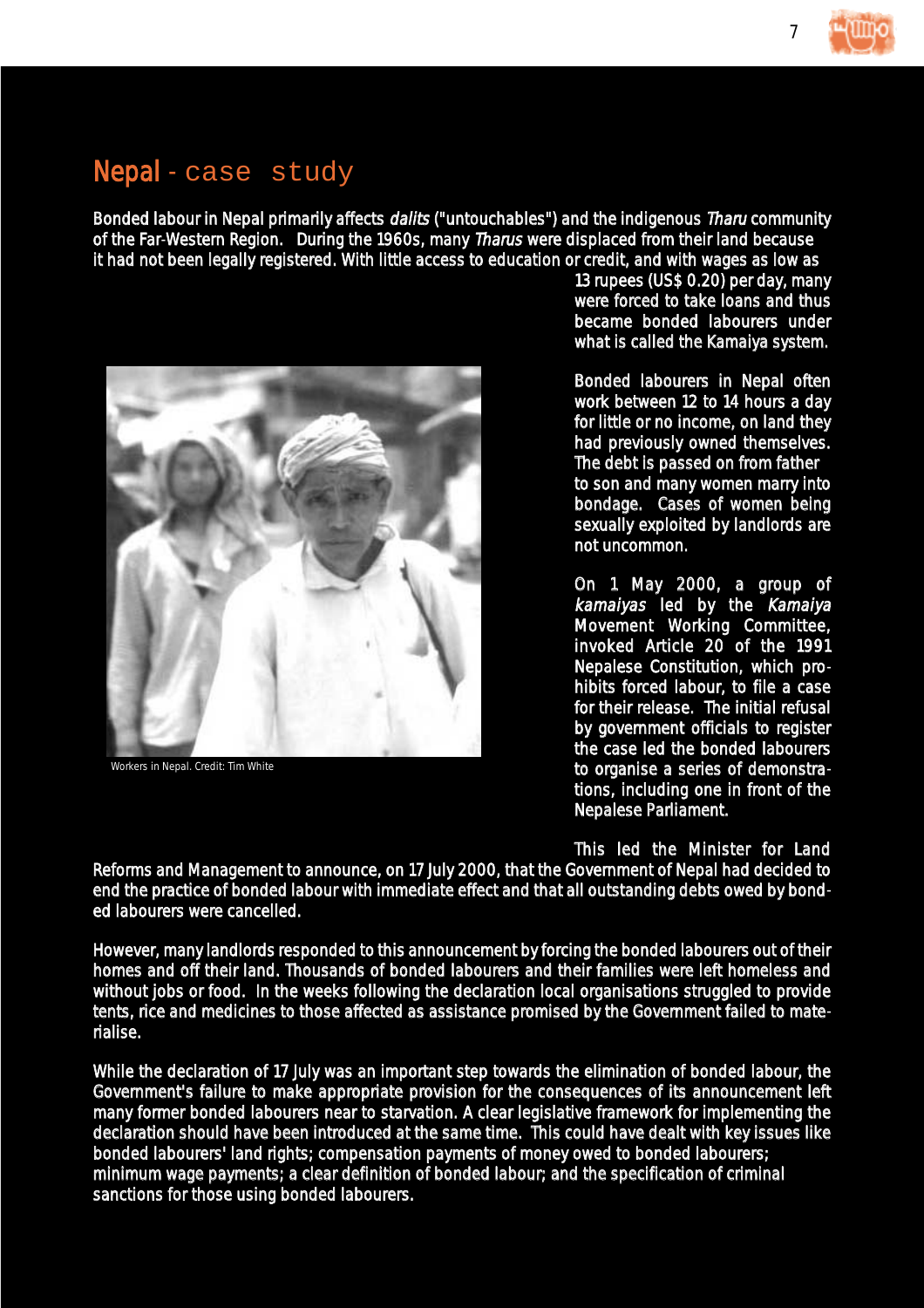# Nepal - case study

Bonded labour in Nepal primarily affects *dalits* ("untouchables") and the indigenous *Tharu* community of the Far-Western Region. During the 1960s, many *Tharus* were displaced from their land because it had not been legally registered. With little access to education or credit, and with wages as low as 13 rupees (US$ 0.20) per day, many were forced to take loans and thus became bonded labourers under what is called the Kamaiya system.

Workers in Nepal. Credit: Tim White

Bonded labourers in Nepal often work between 12 to 14 hours a day for little or no income, on land they had previously owned themselves. The debt is passed on from father to son and many women marry into bondage. Cases of women being sexually exploited by landlords are not uncommon.

On 1 May 2000, a group of *kamaiyas* led by the *Kamaiya* Movement Working Committee, invoked Article 20 of the 1991 Nepalese Constitution, which prohibits forced labour, to file a case for their release. The initial refusal by government officials to register the case led the bonded labourers to organise a series of demonstrations, including one in front of the Nepalese Parliament.

This led the Minister for Land Reforms and Management to announce, on 17 July 2000, that the Government of Nepal had decided to end the practice of bonded labour with immediate effect and that all outstanding debts owed by bonded labourers were cancelled.

However, many landlords responded to this announcement by forcing the bonded labourers out of their homes and off their land. Thousands of bonded labourers and their families were left homeless and without jobs or food. In the weeks following the declaration local organisations struggled to provide tents, rice and medicines to those affected as assistance promised by the Government failed to materialise.

While the declaration of 17 July was an important step towards the elimination of bonded labour, the Government's failure to make appropriate provision for the consequences of its announcement left many former bonded labourers near to starvation. A clear legislative framework for implementing the declaration should have been introduced at the same time. This could have dealt with key issues like bonded labourers' land rights; compensation payments of money owed to bonded labourers; minimum wage payments; a clear definition of bonded labour; and the specification of criminal sanctions for those using bonded labourers.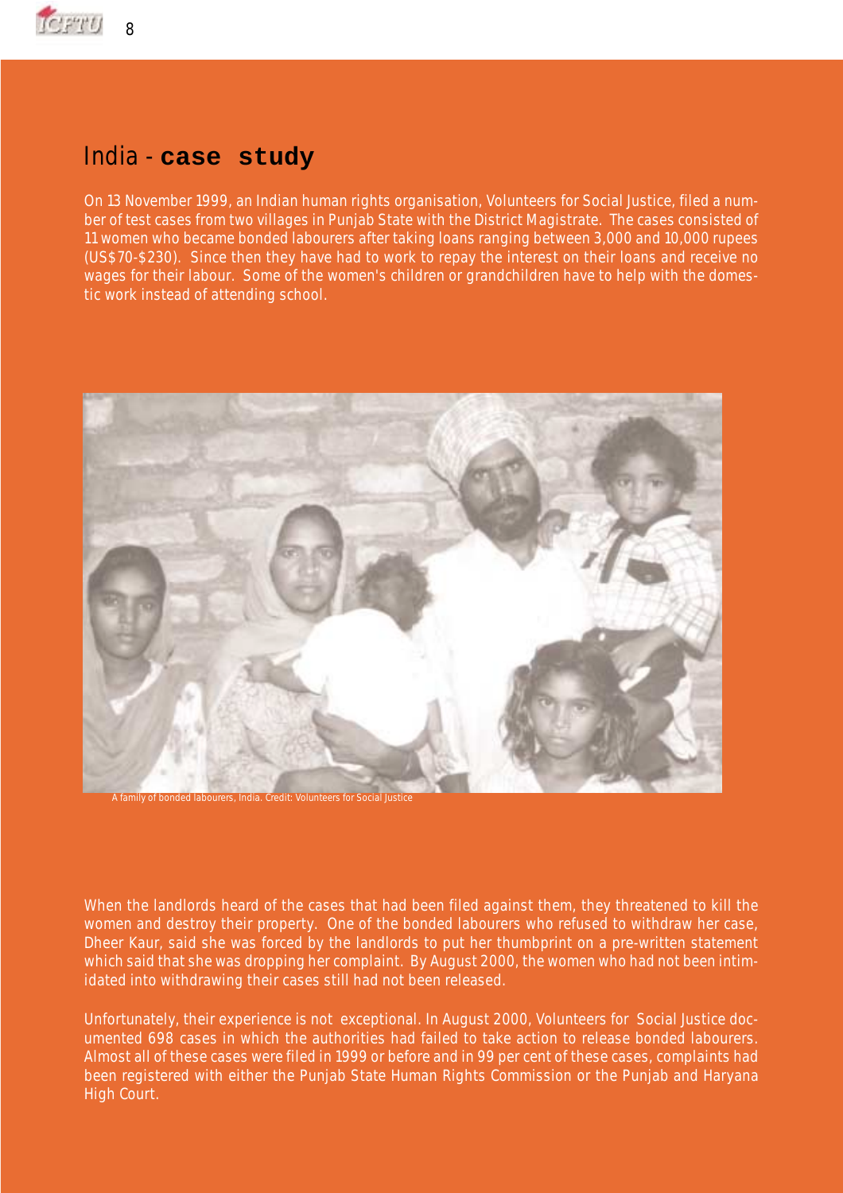# India - **case study**

On 13 November 1999, an Indian human rights organisation, Volunteers for Social Justice, filed a number of test cases from two villages in Punjab State with the District Magistrate. The cases consisted of 11 women who became bonded labourers after taking loans ranging between 3,000 and 10,000 rupees (US$70-$230). Since then they have had to work to repay the interest on their loans and receive no wages for their labour. Some of the women's children or grandchildren have to help with the domestic work instead of attending school.

A family of bonded labourers, India. Credit: Volunteers for Social Justice

When the landlords heard of the cases that had been filed against them, they threatened to kill the women and destroy their property. One of the bonded labourers who refused to withdraw her case, Dheer Kaur, said she was forced by the landlords to put her thumbprint on a pre-written statement which said that she was dropping her complaint. By August 2000, the women who had not been intimidated into withdrawing their cases still had not been released.

Unfortunately, their experience is not exceptional. In August 2000, Volunteers for Social Justice documented 698 cases in which the authorities had failed to take action to release bonded labourers. Almost all of these cases were filed in 1999 or before and in 99 per cent of these cases, complaints had been registered with either the Punjab State Human Rights Commission or the Punjab and Haryana High Court.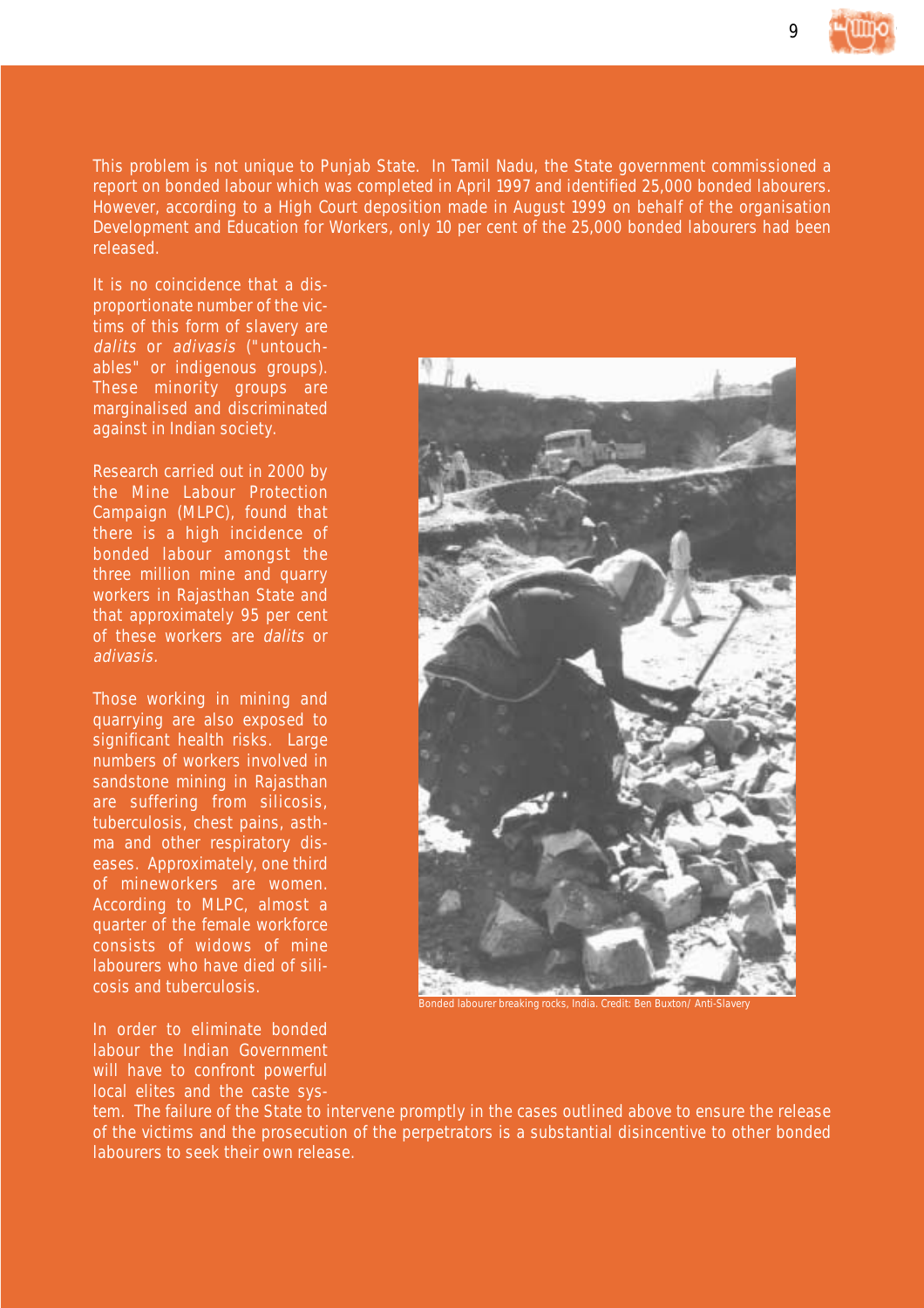This problem is not unique to Punjab State. In Tamil Nadu, the State government commissioned a report on bonded labour which was completed in April 1997 and identified 25,000 bonded labourers. However, according to a High Court deposition made in August 1999 on behalf of the organisation Development and Education for Workers, only 10 per cent of the 25,000 bonded labourers had been released.

It is no coincidence that a disproportionate number of the victims of this form of slavery are *dalits* or *adivasis* ("untouchables" or indigenous groups). These minority groups are marginalised and discriminated against in Indian society.

Research carried out in 2000 by the Mine Labour Protection Campaign (MLPC), found that there is a high incidence of bonded labour amongst the three million mine and quarry workers in Rajasthan State and that approximately 95 per cent of these workers are *dalits* or *adivasis*.

Those working in mining and quarrying are also exposed to significant health risks. Large numbers of workers involved in sandstone mining in Rajasthan are suffering from silicosis, tuberculosis, chest pains, asthma and other respiratory diseases. Approximately, one third of mineworkers are women. According to MLPC, almost a quarter of the female workforce consists of widows of mine labourers who have died of silicosis and tuberculosis.

Bonded labourer breaking rocks, India. Credit: Ben Buxton/ Anti-Slavery

In order to eliminate bonded labour the Indian Government will have to confront powerful local elites and the caste system. The failure of the State to intervene promptly in the cases outlined above to ensure the release of the victims and the prosecution of the perpetrators is a substantial disincentive to other bonded labourers to seek their own release.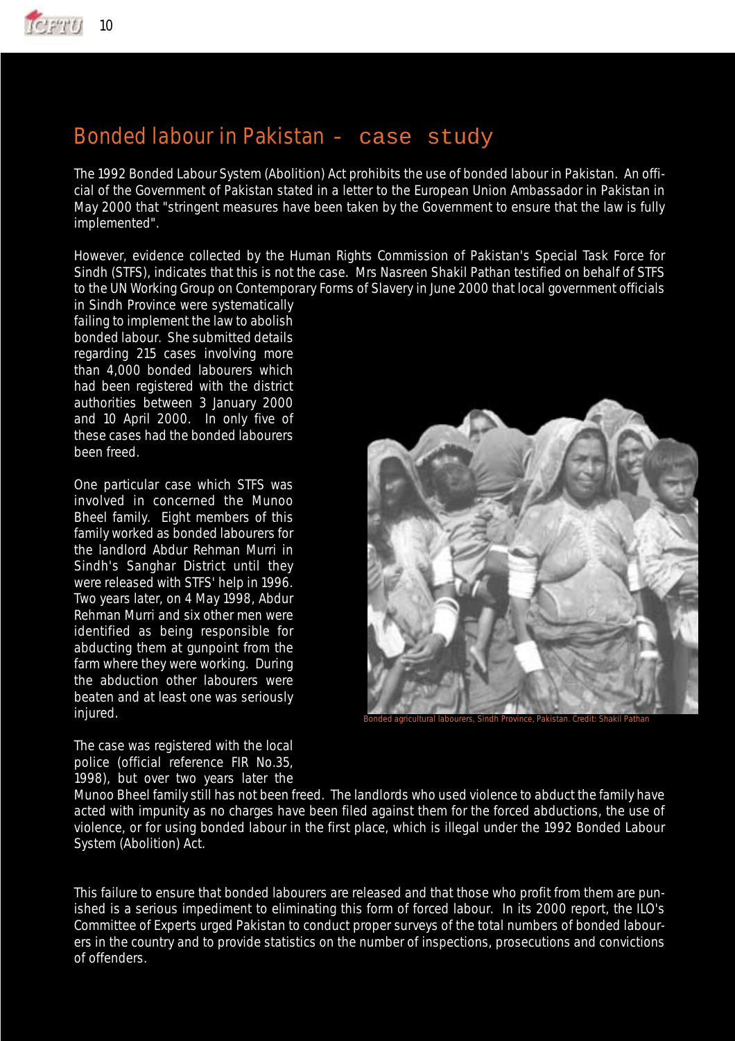## Bonded labour in Pakistan - case study

The 1992 Bonded Labour System (Abolition) Act prohibits the use of bonded labour in Pakistan. An official of the Government of Pakistan stated in a letter to the European Union Ambassador in Pakistan in May 2000 that "stringent measures have been taken by the Government to ensure that the law is fully implemented".

However, evidence collected by the Human Rights Commission of Pakistan's Special Task Force for Sindh (STFS), indicates that this is not the case. Mrs Nasreen Shakil Pathan testified on behalf of STFS to the UN Working Group on Contemporary Forms of Slavery in June 2000 that local government officials in Sindh Province were systematically failing to implement the law to abolish bonded labour. She submitted details regarding 215 cases involving more than 4,000 bonded labourers which had been registered with the district authorities between 3 January 2000 and 10 April 2000. In only five of these cases had the bonded labourers been freed.

One particular case which STFS was involved in concerned the Munoo Bheel family. Eight members of this family worked as bonded labourers for the landlord Abdur Rehman Murri in Sindh's Sanghar District until they were released with STFS' help in 1996. Two years later, on 4 May 1998, Abdur Rehman Murri and six other men were identified as being responsible for abducting them at gunpoint from the farm where they were working. During the abduction other labourers were beaten and at least one was seriously injured.

Bonded agricultural labourers, Sindh Province, Pakistan. Credit: Shakil Pathan

The case was registered with the local police (official reference FIR No.35, 1998), but over two years later the Munoo Bheel family still has not been freed. The landlords who used violence to abduct the family have acted with impunity as no charges have been filed against them for the forced abductions, the use of violence, or for using bonded labour in the first place, which is illegal under the 1992 Bonded Labour System (Abolition) Act.

This failure to ensure that bonded labourers are released and that those who profit from them are punished is a serious impediment to eliminating this form of forced labour. In its 2000 report, the ILO's Committee of Experts urged Pakistan to conduct proper surveys of the total numbers of bonded labourers in the country and to provide statistics on the number of inspections, prosecutions and convictions of offenders.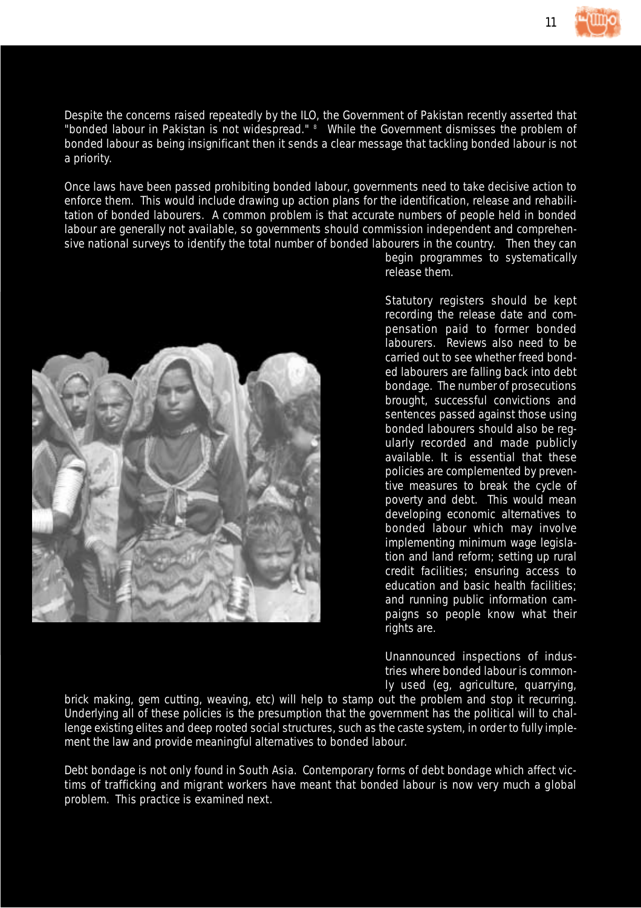Despite the concerns raised repeatedly by the ILO, the Government of Pakistan recently asserted that "bonded labour in Pakistan is not widespread." [8] While the Government dismisses the problem of bonded labour as being insignificant then it sends a clear message that tackling bonded labour is not a priority.

Once laws have been passed prohibiting bonded labour, governments need to take decisive action to enforce them. This would include drawing up action plans for the identification, release and rehabilitation of bonded labourers. A common problem is that accurate numbers of people held in bonded labour are generally not available, so governments should commission independent and comprehensive national surveys to identify the total number of bonded labourers in the country. Then they can begin programmes to systematically release them.

Statutory registers should be kept recording the release date and compensation paid to former bonded labourers. Reviews also need to be carried out to see whether freed bonded labourers are falling back into debt bondage. The number of prosecutions brought, successful convictions and sentences passed against those using bonded labourers should also be regularly recorded and made publicly available. It is essential that these policies are complemented by preventive measures to break the cycle of poverty and debt. This would mean developing economic alternatives to bonded labour which may involve implementing minimum wage legislation and land reform; setting up rural credit facilities; ensuring access to education and basic health facilities; and running public information campaigns so people know what their rights are.

Unannounced inspections of industries where bonded labour is commonly used (eg, agriculture, quarrying, brick making, gem cutting, weaving, etc) will help to stamp out the problem and stop it recurring. Underlying all of these policies is the presumption that the government has the political will to challenge existing elites and deep rooted social structures, such as the caste system, in order to fully implement the law and provide meaningful alternatives to bonded labour.

Debt bondage is not only found in South Asia. Contemporary forms of debt bondage which affect victims of trafficking and migrant workers have meant that bonded labour is now very much a global problem. This practice is examined next.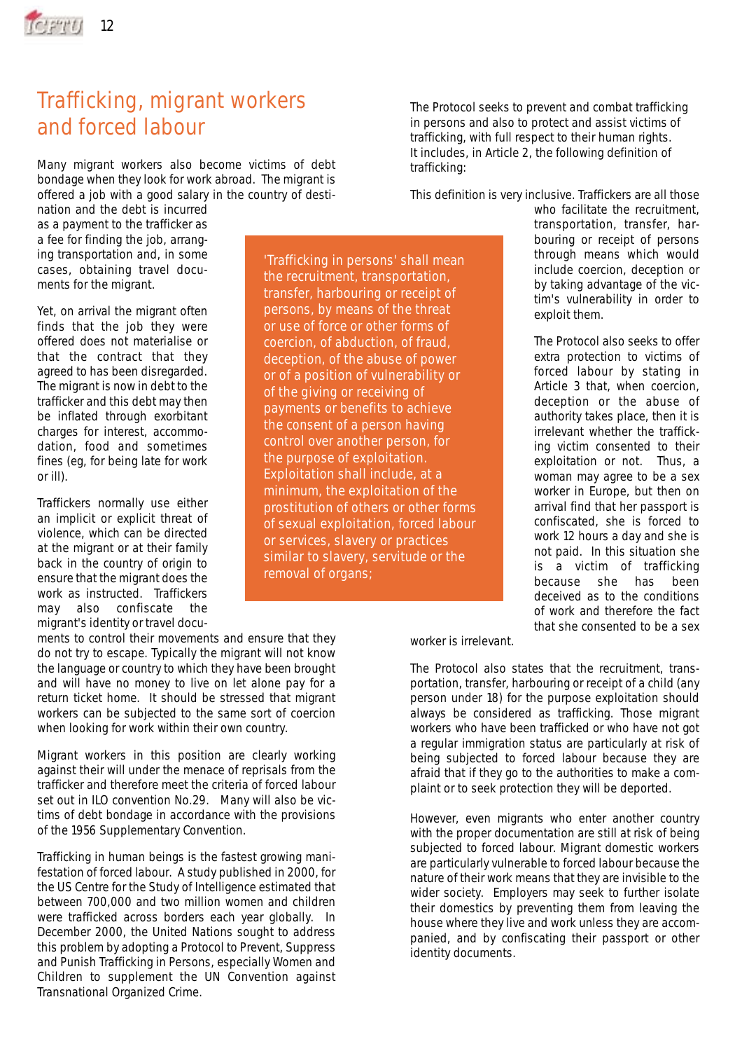## Trafficking, migrant workers and forced labour

Many migrant workers also become victims of debt bondage when they look for work abroad. The migrant is offered a job with a good salary in the country of destination and the debt is incurred as a payment to the trafficker as a fee for finding the job, arranging transportation and, in some cases, obtaining travel documents for the migrant.

Yet, on arrival the migrant often finds that the job they were offered does not materialise or that the contract that they agreed to has been disregarded. The migrant is now in debt to the trafficker and this debt may then be inflated through exorbitant charges for interest, accommodation, food and sometimes fines (eg, for being late for work or ill).

Traffickers normally use either an implicit or explicit threat of violence, which can be directed at the migrant or at their family back in the country of origin to ensure that the migrant does the work as instructed. Traffickers may also confiscate the migrant's identity or travel documents to control their movements and ensure that they do not try to escape. Typically the migrant will not know the language or country to which they have been brought and will have no money to live on let alone pay for a return ticket home. It should be stressed that migrant workers can be subjected to the same sort of coercion when looking for work within their own country.

Migrant workers in this position are clearly working against their will under the menace of reprisals from the trafficker and therefore meet the criteria of forced labour set out in ILO convention No.29. Many will also be victims of debt bondage in accordance with the provisions of the 1956 Supplementary Convention.

Trafficking in human beings is the fastest growing manifestation of forced labour. A study published in 2000, for the US Centre for the Study of Intelligence estimated that between 700,000 and two million women and children were trafficked across borders each year globally. In December 2000, the United Nations sought to address this problem by adopting a Protocol to Prevent, Suppress and Punish Trafficking in Persons, especially Women and Children to supplement the UN Convention against Transnational Organized Crime.

The Protocol seeks to prevent and combat trafficking in persons and also to protect and assist victims of trafficking, with full respect to their human rights. It includes, in Article 2, the following definition of trafficking:

> 'Trafficking in persons' shall mean the recruitment, transportation, transfer, harbouring or receipt of persons, by means of the threat or use of force or other forms of coercion, of abduction, of fraud, deception, of the abuse of power or of a position of vulnerability or of the giving or receiving of payments or benefits to achieve the consent of a person having control over another person, for the purpose of exploitation. Exploitation shall include, at a minimum, the exploitation of the prostitution of others or other forms of sexual exploitation, forced labour or services, slavery or practices similar to slavery, servitude or the removal of organs;

This definition is very inclusive. Traffickers are all those who facilitate the recruitment, transportation, transfer, harbouring or receipt of persons through means which would include coercion, deception or by taking advantage of the victim's vulnerability in order to exploit them.

The Protocol also seeks to offer extra protection to victims of forced labour by stating in Article 3 that, when coercion, deception or the abuse of authority takes place, then it is irrelevant whether the trafficking victim consented to their exploitation or not. Thus, a woman may agree to be a sex worker in Europe, but then on arrival find that her passport is confiscated, she is forced to work 12 hours a day and she is not paid. In this situation she is a victim of trafficking because she has been deceived as to the conditions of work and therefore the fact that she consented to be a sex worker is irrelevant.

The Protocol also states that the recruitment, transportation, transfer, harbouring or receipt of a child (any person under 18) for the purpose exploitation should always be considered as trafficking. Those migrant workers who have been trafficked or who have not got a regular immigration status are particularly at risk of being subjected to forced labour because they are afraid that if they go to the authorities to make a complaint or to seek protection they will be deported.

However, even migrants who enter another country with the proper documentation are still at risk of being subjected to forced labour. Migrant domestic workers are particularly vulnerable to forced labour because the nature of their work means that they are invisible to the wider society. Employers may seek to further isolate their domestics by preventing them from leaving the house where they live and work unless they are accompanied, and by confiscating their passport or other identity documents.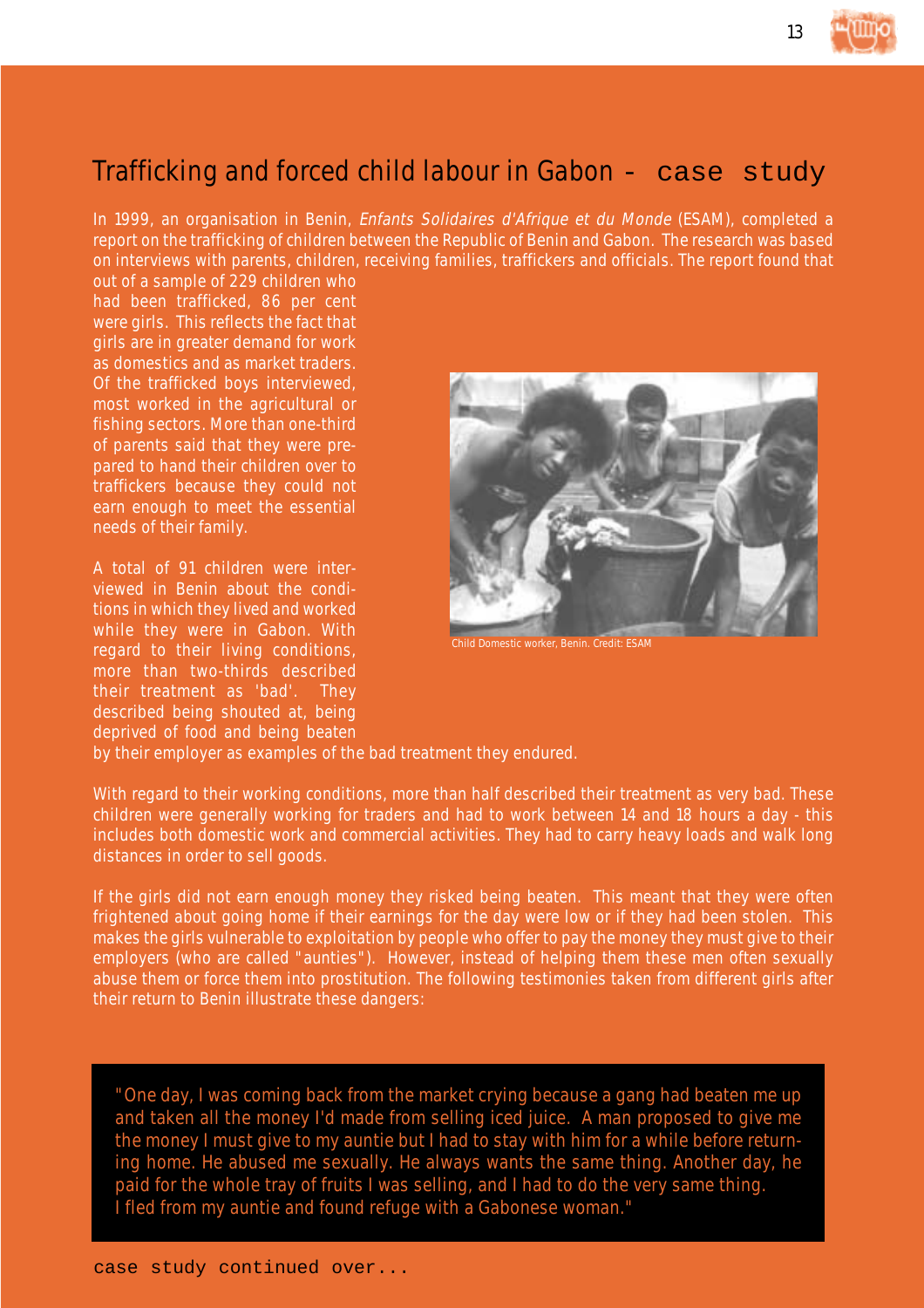## Trafficking and forced child labour in Gabon - case study

In 1999, an organisation in Benin, *Enfants Solidaires d'Afrique et du Monde* (ESAM), completed a report on the trafficking of children between the Republic of Benin and Gabon. The research was based on interviews with parents, children, receiving families, traffickers and officials. The report found that out of a sample of 229 children who had been trafficked, 86 per cent were girls. This reflects the fact that girls are in greater demand for work as domestics and as market traders. Of the trafficked boys interviewed, most worked in the agricultural or fishing sectors. More than one-third of parents said that they were prepared to hand their children over to traffickers because they could not earn enough to meet the essential needs of their family.

Child Domestic worker, Benin. Credit: ESAM

A total of 91 children were interviewed in Benin about the conditions in which they lived and worked while they were in Gabon. With regard to their living conditions, more than two-thirds described their treatment as 'bad'. They described being shouted at, being deprived of food and being beaten by their employer as examples of the bad treatment they endured.

With regard to their working conditions, more than half described their treatment as very bad. These children were generally working for traders and had to work between 14 and 18 hours a day - this includes both domestic work and commercial activities. They had to carry heavy loads and walk long distances in order to sell goods.

If the girls did not earn enough money they risked being beaten. This meant that they were often frightened about going home if their earnings for the day were low or if they had been stolen. This makes the girls vulnerable to exploitation by people who offer to pay the money they must give to their employers (who are called "aunties"). However, instead of helping them these men often sexually abuse them or force them into prostitution. The following testimonies taken from different girls after their return to Benin illustrate these dangers:

> "One day, I was coming back from the market crying because a gang had beaten me up and taken all the money I'd made from selling iced juice. A man proposed to give me the money I must give to my auntie but I had to stay with him for a while before returning home. He abused me sexually. He always wants the same thing. Another day, he paid for the whole tray of fruits I was selling, and I had to do the very same thing. I fled from my auntie and found refuge with a Gabonese woman."

case study continued over...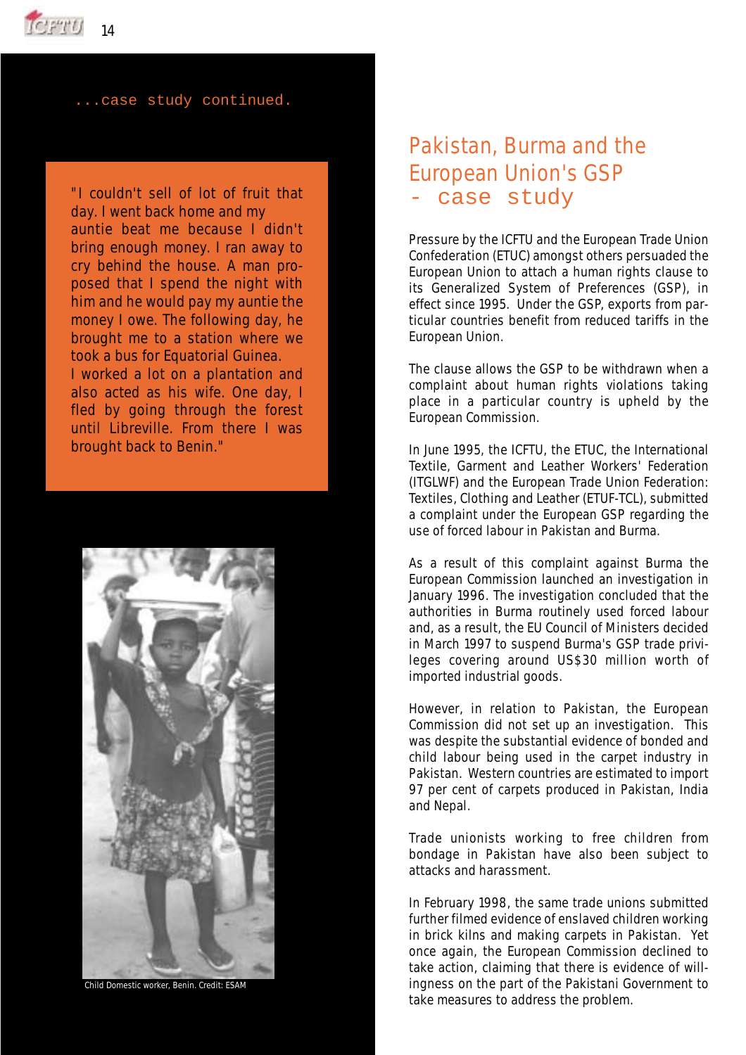...case study continued.

"I couldn't sell of lot of fruit that day. I went back home and my auntie beat me because I didn't bring enough money. I ran away to cry behind the house. A man proposed that I spend the night with him and he would pay my auntie the money I owe. The following day, he brought me to a station where we took a bus for Equatorial Guinea.
I worked a lot on a plantation and also acted as his wife. One day, I fled by going through the forest until Libreville. From there I was brought back to Benin."

Child Domestic worker, Benin. Credit: ESAM

## Pakistan, Burma and the European Union's GSP - case study

Pressure by the ICFTU and the European Trade Union Confederation (ETUC) amongst others persuaded the European Union to attach a human rights clause to its Generalized System of Preferences (GSP), in effect since 1995. Under the GSP, exports from particular countries benefit from reduced tariffs in the European Union.

The clause allows the GSP to be withdrawn when a complaint about human rights violations taking place in a particular country is upheld by the European Commission.

In June 1995, the ICFTU, the ETUC, the International Textile, Garment and Leather Workers' Federation (ITGLWF) and the European Trade Union Federation: Textiles, Clothing and Leather (ETUF-TCL), submitted a complaint under the European GSP regarding the use of forced labour in Pakistan and Burma.

As a result of this complaint against Burma the European Commission launched an investigation in January 1996. The investigation concluded that the authorities in Burma routinely used forced labour and, as a result, the EU Council of Ministers decided in March 1997 to suspend Burma's GSP trade privileges covering around US$30 million worth of imported industrial goods.

However, in relation to Pakistan, the European Commission did not set up an investigation. This was despite the substantial evidence of bonded and child labour being used in the carpet industry in Pakistan. Western countries are estimated to import 97 per cent of carpets produced in Pakistan, India and Nepal.

Trade unionists working to free children from bondage in Pakistan have also been subject to attacks and harassment.

In February 1998, the same trade unions submitted further filmed evidence of enslaved children working in brick kilns and making carpets in Pakistan. Yet once again, the European Commission declined to take action, claiming that there is evidence of willingness on the part of the Pakistani Government to take measures to address the problem.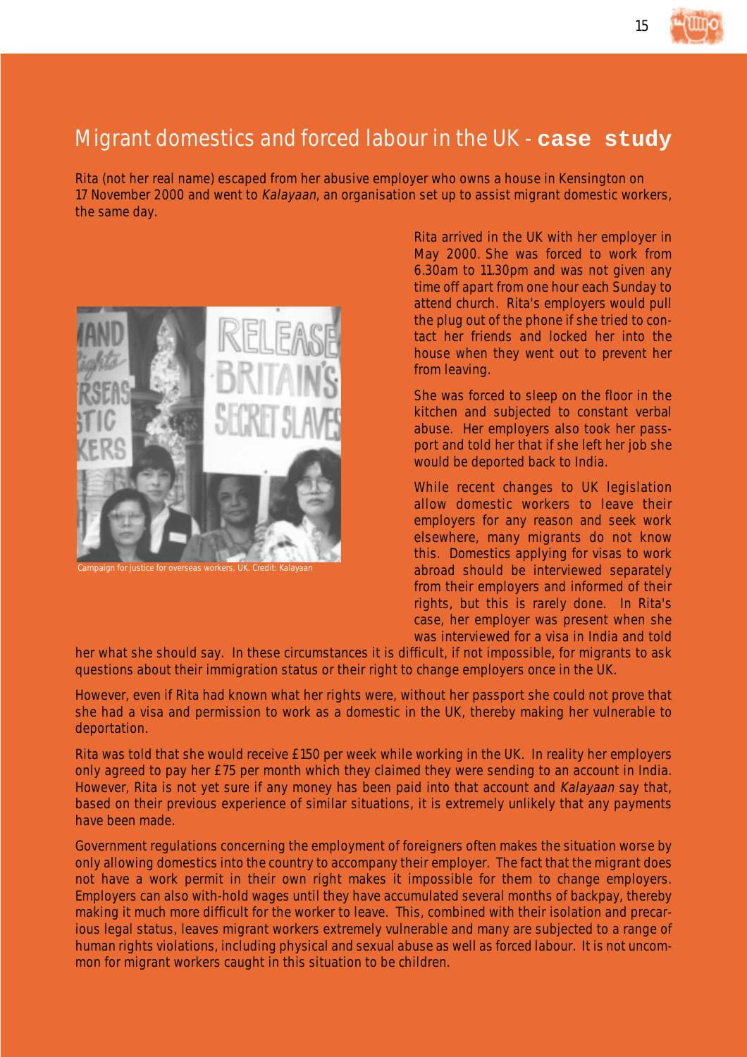# Migrant domestics and forced labour in the UK - case study

Rita (not her real name) escaped from her abusive employer who owns a house in Kensington on 17 November 2000 and went to *Kalayaan*, an organisation set up to assist migrant domestic workers, the same day.

Campaign for justice for overseas workers, UK. Credit: Kalayaan

Rita arrived in the UK with her employer in May 2000. She was forced to work from 6.30am to 11.30pm and was not given any time off apart from one hour each Sunday to attend church. Rita's employers would pull the plug out of the phone if she tried to contact her friends and locked her into the house when they went out to prevent her from leaving.

She was forced to sleep on the floor in the kitchen and subjected to constant verbal abuse. Her employers also took her passport and told her that if she left her job she would be deported back to India.

While recent changes to UK legislation allow domestic workers to leave their employers for any reason and seek work elsewhere, many migrants do not know this. Domestics applying for visas to work abroad should be interviewed separately from their employers and informed of their rights, but this is rarely done. In Rita's case, her employer was present when she was interviewed for a visa in India and told her what she should say. In these circumstances it is difficult, if not impossible, for migrants to ask questions about their immigration status or their right to change employers once in the UK.

However, even if Rita had known what her rights were, without her passport she could not prove that she had a visa and permission to work as a domestic in the UK, thereby making her vulnerable to deportation.

Rita was told that she would receive £150 per week while working in the UK. In reality her employers only agreed to pay her £75 per month which they claimed they were sending to an account in India. However, Rita is not yet sure if any money has been paid into that account and *Kalayaan* say that, based on their previous experience of similar situations, it is extremely unlikely that any payments have been made.

Government regulations concerning the employment of foreigners often makes the situation worse by only allowing domestics into the country to accompany their employer. The fact that the migrant does not have a work permit in their own right makes it impossible for them to change employers. Employers can also with-hold wages until they have accumulated several months of backpay, thereby making it much more difficult for the worker to leave. This, combined with their isolation and precarious legal status, leaves migrant workers extremely vulnerable and many are subjected to a range of human rights violations, including physical and sexual abuse as well as forced labour. It is not uncommon for migrant workers caught in this situation to be children.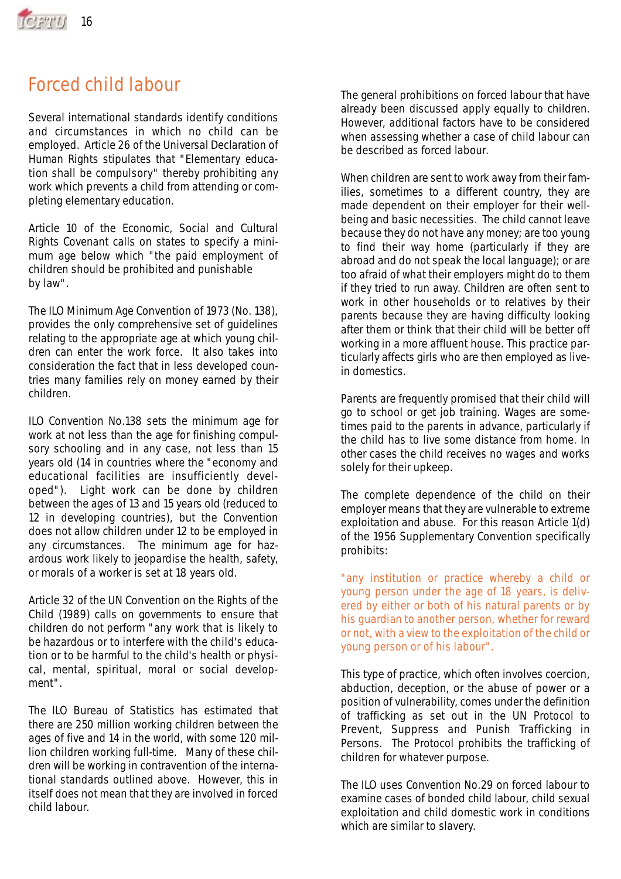# Forced child labour

Several international standards identify conditions and circumstances in which no child can be employed. Article 26 of the Universal Declaration of Human Rights stipulates that "Elementary education shall be compulsory" thereby prohibiting any work which prevents a child from attending or completing elementary education.

Article 10 of the Economic, Social and Cultural Rights Covenant calls on states to specify a minimum age below which "the paid employment of children should be prohibited and punishable by law".

The ILO Minimum Age Convention of 1973 (No. 138), provides the only comprehensive set of guidelines relating to the appropriate age at which young children can enter the work force. It also takes into consideration the fact that in less developed countries many families rely on money earned by their children.

ILO Convention No.138 sets the minimum age for work at not less than the age for finishing compulsory schooling and in any case, not less than 15 years old (14 in countries where the "economy and educational facilities are insufficiently developed"). Light work can be done by children between the ages of 13 and 15 years old (reduced to 12 in developing countries), but the Convention does not allow children under 12 to be employed in any circumstances. The minimum age for hazardous work likely to jeopardise the health, safety, or morals of a worker is set at 18 years old.

Article 32 of the UN Convention on the Rights of the Child (1989) calls on governments to ensure that children do not perform "any work that is likely to be hazardous or to interfere with the child's education or to be harmful to the child's health or physical, mental, spiritual, moral or social development".

The ILO Bureau of Statistics has estimated that there are 250 million working children between the ages of five and 14 in the world, with some 120 million children working full-time. Many of these children will be working in contravention of the international standards outlined above. However, this in itself does not mean that they are involved in forced child labour.

The general prohibitions on forced labour that have already been discussed apply equally to children. However, additional factors have to be considered when assessing whether a case of child labour can be described as forced labour.

When children are sent to work away from their families, sometimes to a different country, they are made dependent on their employer for their well-being and basic necessities. The child cannot leave because they do not have any money; are too young to find their way home (particularly if they are abroad and do not speak the local language); or are too afraid of what their employers might do to them if they tried to run away. Children are often sent to work in other households or to relatives by their parents because they are having difficulty looking after them or think that their child will be better off working in a more affluent house. This practice particularly affects girls who are then employed as live-in domestics.

Parents are frequently promised that their child will go to school or get job training. Wages are sometimes paid to the parents in advance, particularly if the child has to live some distance from home. In other cases the child receives no wages and works solely for their upkeep.

The complete dependence of the child on their employer means that they are vulnerable to extreme exploitation and abuse. For this reason Article 1(d) of the 1956 Supplementary Convention specifically prohibits:

"any institution or practice whereby a child or young person under the age of 18 years, is delivered by either or both of his natural parents or by his guardian to another person, whether for reward or not, with a view to the exploitation of the child or young person or of his labour".

This type of practice, which often involves coercion, abduction, deception, or the abuse of power or a position of vulnerability, comes under the definition of trafficking as set out in the UN Protocol to Prevent, Suppress and Punish Trafficking in Persons. The Protocol prohibits the trafficking of children for whatever purpose.

The ILO uses Convention No.29 on forced labour to examine cases of bonded child labour, child sexual exploitation and child domestic work in conditions which are similar to slavery.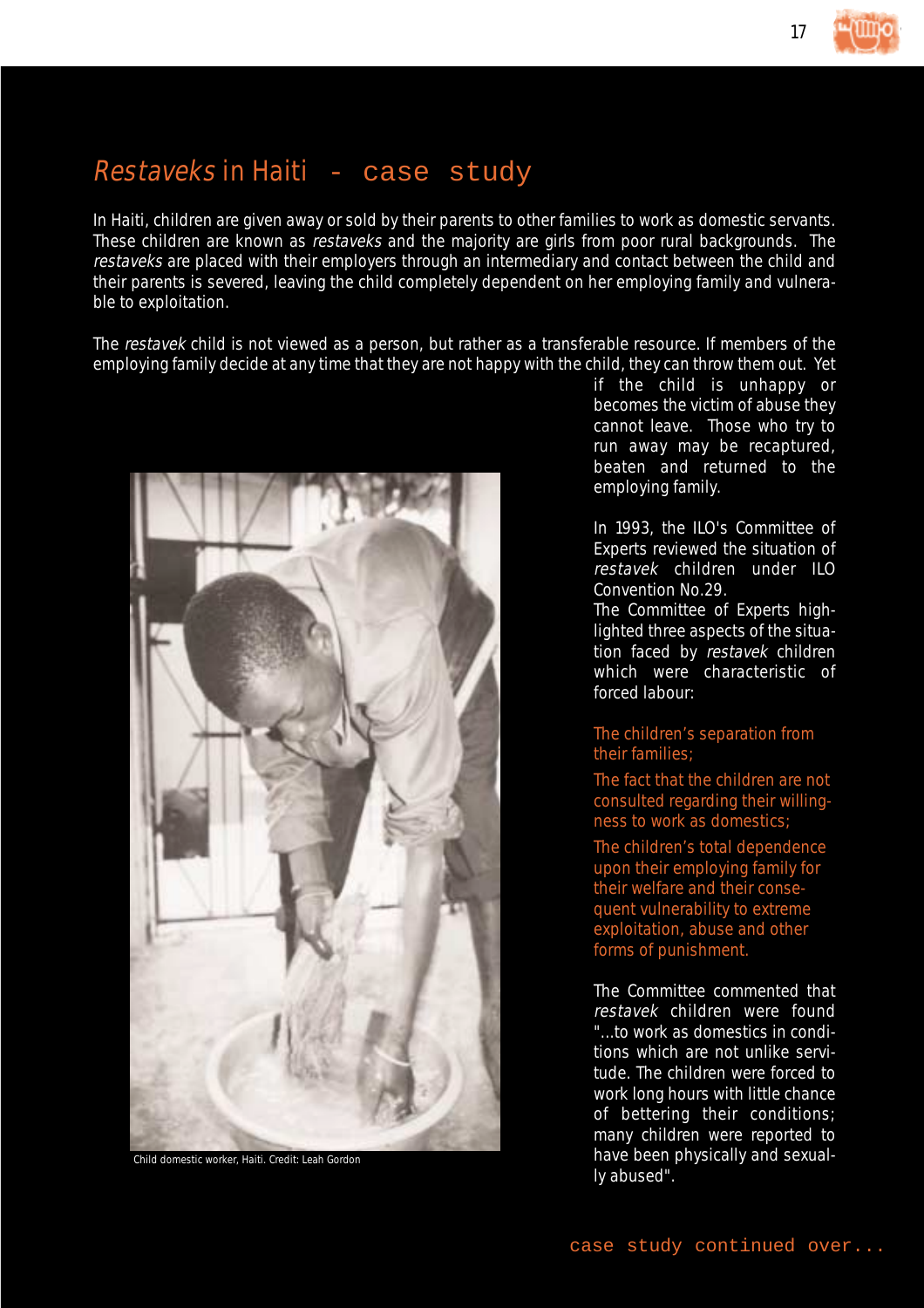## *Restaveks* in Haiti - case study

In Haiti, children are given away or sold by their parents to other families to work as domestic servants. These children are known as *restaveks* and the majority are girls from poor rural backgrounds. The *restaveks* are placed with their employers through an intermediary and contact between the child and their parents is severed, leaving the child completely dependent on her employing family and vulnerable to exploitation.

The *restavek* child is not viewed as a person, but rather as a transferable resource. If members of the employing family decide at any time that they are not happy with the child, they can throw them out. Yet if the child is unhappy or becomes the victim of abuse they cannot leave. Those who try to run away may be recaptured, beaten and returned to the employing family.

Child domestic worker, Haiti. Credit: Leah Gordon

In 1993, the ILO's Committee of Experts reviewed the situation of *restavek* children under ILO Convention No.29.

The Committee of Experts highlighted three aspects of the situation faced by *restavek* children which were characteristic of forced labour:

- The children's separation from their families;
- The fact that the children are not consulted regarding their willingness to work as domestics;
- The children's total dependence upon their employing family for their welfare and their consequent vulnerability to extreme exploitation, abuse and other forms of punishment.

The Committee commented that *restavek* children were found "...to work as domestics in conditions which are not unlike servitude. The children were forced to work long hours with little chance of bettering their conditions; many children were reported to have been physically and sexually abused".

case study continued over...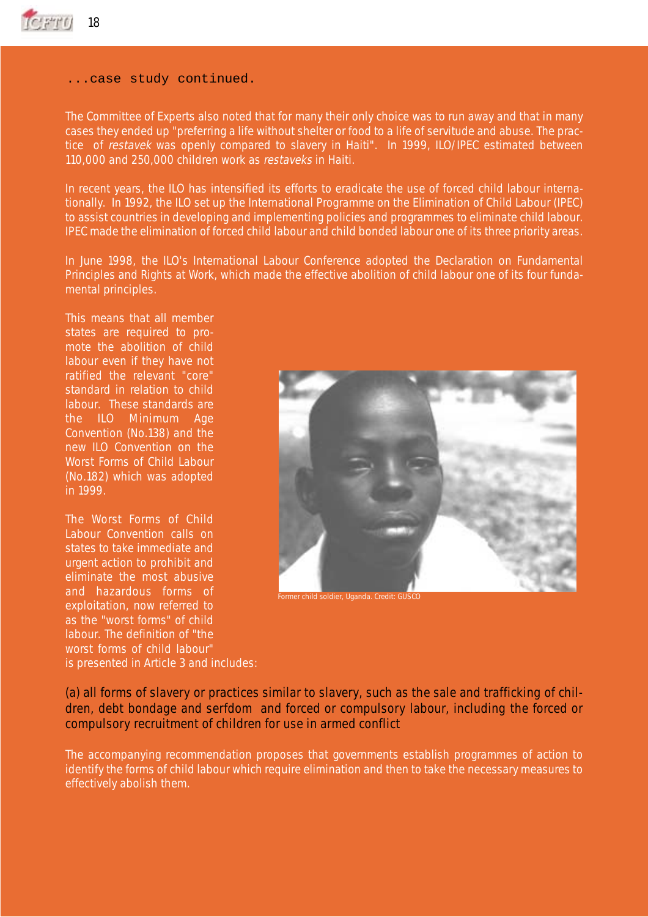...case study continued.

The Committee of Experts also noted that for many their only choice was to run away and that in many cases they ended up "preferring a life without shelter or food to a life of servitude and abuse. The practice of *restavek* was openly compared to slavery in Haiti". In 1999, ILO/IPEC estimated between 110,000 and 250,000 children work as *restaveks* in Haiti.

In recent years, the ILO has intensified its efforts to eradicate the use of forced child labour internationally. In 1992, the ILO set up the International Programme on the Elimination of Child Labour (IPEC) to assist countries in developing and implementing policies and programmes to eliminate child labour. IPEC made the elimination of forced child labour and child bonded labour one of its three priority areas.

In June 1998, the ILO's International Labour Conference adopted the Declaration on Fundamental Principles and Rights at Work, which made the effective abolition of child labour one of its four fundamental principles.

This means that all member states are required to promote the abolition of child labour even if they have not ratified the relevant "core" standard in relation to child labour. These standards are the ILO Minimum Age Convention (No.138) and the new ILO Convention on the Worst Forms of Child Labour (No.182) which was adopted in 1999.

The Worst Forms of Child Labour Convention calls on states to take immediate and urgent action to prohibit and eliminate the most abusive and hazardous forms of exploitation, now referred to as the "worst forms" of child labour. The definition of "the worst forms of child labour" is presented in Article 3 and includes:

Former child soldier, Uganda. Credit: GUSCO

(a) all forms of slavery or practices similar to slavery, such as the sale and trafficking of children, debt bondage and serfdom and forced or compulsory labour, including the forced or compulsory recruitment of children for use in armed conflict

The accompanying recommendation proposes that governments establish programmes of action to identify the forms of child labour which require elimination and then to take the necessary measures to effectively abolish them.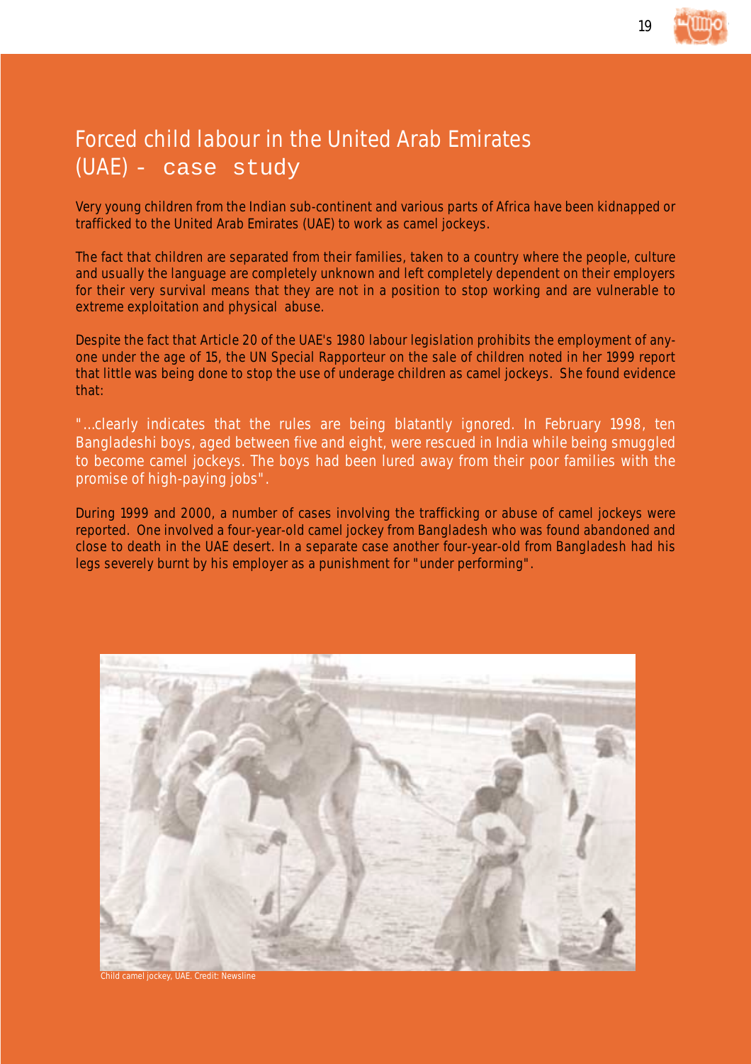# Forced child labour in the United Arab Emirates (UAE) - case study

Very young children from the Indian sub-continent and various parts of Africa have been kidnapped or trafficked to the United Arab Emirates (UAE) to work as camel jockeys.

The fact that children are separated from their families, taken to a country where the people, culture and usually the language are completely unknown and left completely dependent on their employers for their very survival means that they are not in a position to stop working and are vulnerable to extreme exploitation and physical abuse.

Despite the fact that Article 20 of the UAE's 1980 labour legislation prohibits the employment of anyone under the age of 15, the UN Special Rapporteur on the sale of children noted in her 1999 report that little was being done to stop the use of underage children as camel jockeys. She found evidence that:

"...clearly indicates that the rules are being blatantly ignored. In February 1998, ten Bangladeshi boys, aged between five and eight, were rescued in India while being smuggled to become camel jockeys. The boys had been lured away from their poor families with the promise of high-paying jobs".

During 1999 and 2000, a number of cases involving the trafficking or abuse of camel jockeys were reported. One involved a four-year-old camel jockey from Bangladesh who was found abandoned and close to death in the UAE desert. In a separate case another four-year-old from Bangladesh had his legs severely burnt by his employer as a punishment for "under performing".

Child camel jockey, UAE. Credit: Newsline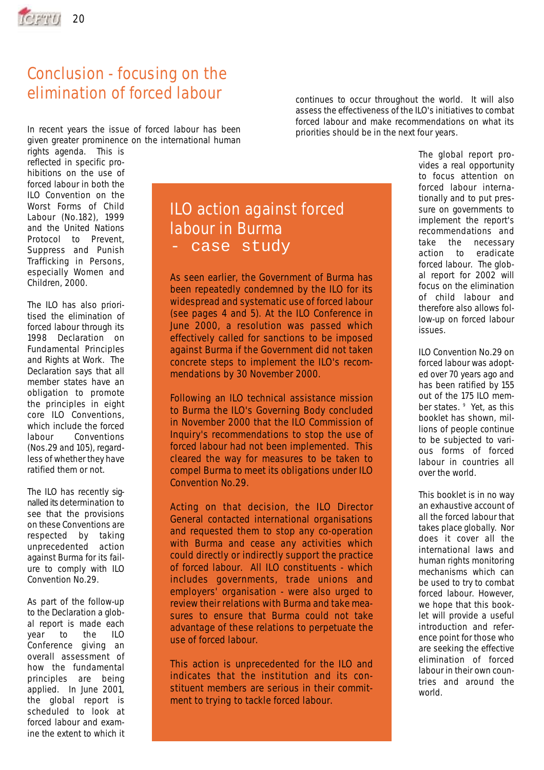## Conclusion - focusing on the elimination of forced labour

In recent years the issue of forced labour has been given greater prominence on the international human rights agenda. This is reflected in specific prohibitions on the use of forced labour in both the ILO Convention on the Worst Forms of Child Labour (No.182), 1999 and the United Nations Protocol to Prevent, Suppress and Punish Trafficking in Persons, especially Women and Children, 2000.

The ILO has also prioritised the elimination of forced labour through its 1998 Declaration on Fundamental Principles and Rights at Work. The Declaration says that all member states have an obligation to promote the principles in eight core ILO Conventions, which include the forced labour Conventions (Nos.29 and 105), regardless of whether they have ratified them or not.

The ILO has recently signalled its determination to see that the provisions on these Conventions are respected by taking unprecedented action against Burma for its failure to comply with ILO Convention No.29.

As part of the follow-up to the Declaration a global report is made each year to the ILO Conference giving an overall assessment of how the fundamental principles are being applied. In June 2001, the global report is scheduled to look at forced labour and examine the extent to which it continues to occur throughout the world. It will also assess the effectiveness of the ILO's initiatives to combat forced labour and make recommendations on what its priorities should be in the next four years.

The global report provides a real opportunity to focus attention on forced labour internationally and to put pressure on governments to implement the report's recommendations and take the necessary action to eradicate forced labour. The global report for 2002 will focus on the elimination of child labour and therefore also allows follow-up on forced labour issues.

ILO Convention No.29 on forced labour was adopted over 70 years ago and has been ratified by 155 out of the 175 ILO member states. [9] Yet, as this booklet has shown, millions of people continue to be subjected to various forms of forced labour in countries all over the world.

This booklet is in no way an exhaustive account of all the forced labour that takes place globally. Nor does it cover all the international laws and human rights monitoring mechanisms which can be used to try to combat forced labour. However, we hope that this booklet will provide a useful introduction and reference point for those who are seeking the effective elimination of forced labour in their own countries and around the world.

### ILO action against forced labour in Burma - case study

As seen earlier, the Government of Burma has been repeatedly condemned by the ILO for its widespread and systematic use of forced labour (see pages 4 and 5). At the ILO Conference in June 2000, a resolution was passed which effectively called for sanctions to be imposed against Burma if the Government did not taken concrete steps to implement the ILO's recommendations by 30 November 2000.

Following an ILO technical assistance mission to Burma the ILO's Governing Body concluded in November 2000 that the ILO Commission of Inquiry's recommendations to stop the use of forced labour had not been implemented. This cleared the way for measures to be taken to compel Burma to meet its obligations under ILO Convention No.29.

Acting on that decision, the ILO Director General contacted international organisations and requested them to stop any co-operation with Burma and cease any activities which could directly or indirectly support the practice of forced labour. All ILO constituents - which includes governments, trade unions and employers' organisation - were also urged to review their relations with Burma and take measures to ensure that Burma could not take advantage of these relations to perpetuate the use of forced labour.

This action is unprecedented for the ILO and indicates that the institution and its constituent members are serious in their commitment to trying to tackle forced labour.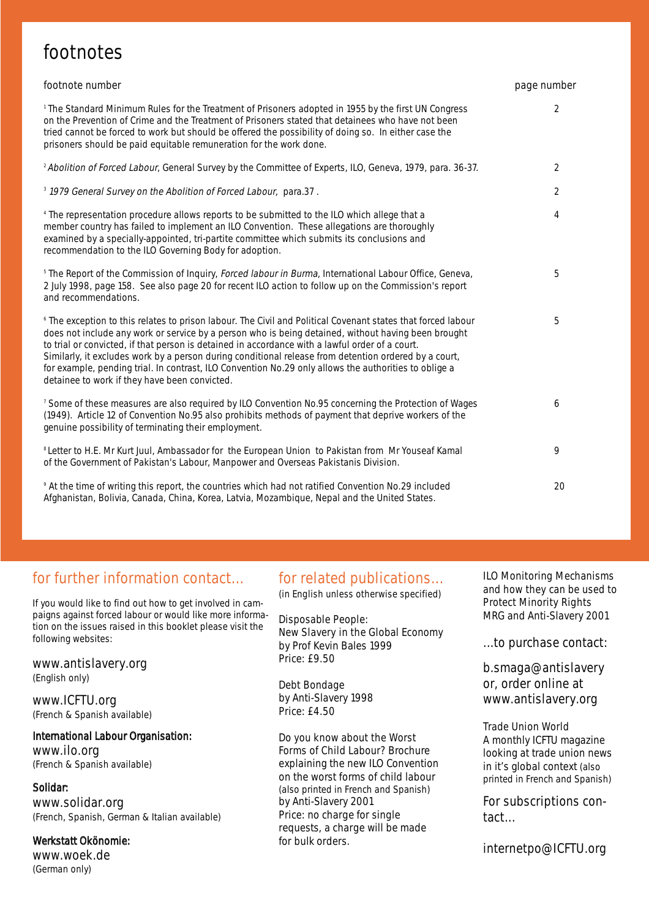# footnotes

| footnote number | page number |
|---|---|
| [1] The Standard Minimum Rules for the Treatment of Prisoners adopted in 1955 by the first UN Congress on the Prevention of Crime and the Treatment of Prisoners stated that detainees who have not been tried cannot be forced to work but should be offered the possibility of doing so. In either case the prisoners should be paid equitable remuneration for the work done. | 2 |
| [2] *Abolition of Forced Labour*, General Survey by the Committee of Experts, ILO, Geneva, 1979, para. 36-37. | 2 |
| [3] *1979 General Survey on the Abolition of Forced Labour*, para.37 . | 2 |
| [4] The representation procedure allows reports to be submitted to the ILO which allege that a member country has failed to implement an ILO Convention. These allegations are thoroughly examined by a specially-appointed, tri-partite committee which submits its conclusions and recommendation to the ILO Governing Body for adoption. | 4 |
| [5] The Report of the Commission of Inquiry, *Forced labour in Burma*, International Labour Office, Geneva, 2 July 1998, page 158. See also page 20 for recent ILO action to follow up on the Commission's report and recommendations. | 5 |
| [6] The exception to this relates to prison labour. The Civil and Political Covenant states that forced labour does not include any work or service by a person who is being detained, without having been brought to trial or convicted, if that person is detained in accordance with a lawful order of a court. Similarly, it excludes work by a person during conditional release from detention ordered by a court, for example, pending trial. In contrast, ILO Convention No.29 only allows the authorities to oblige a detainee to work if they have been convicted. | 5 |
| [7] Some of these measures are also required by ILO Convention No.95 concerning the Protection of Wages (1949). Article 12 of Convention No.95 also prohibits methods of payment that deprive workers of the genuine possibility of terminating their employment. | 6 |
| [8] Letter to H.E. Mr Kurt Juul, Ambassador for the European Union to Pakistan from Mr Youseaf Kamal of the Government of Pakistan's Labour, Manpower and Overseas Pakistanis Division. | 9 |
| [9] At the time of writing this report, the countries which had not ratified Convention No.29 included Afghanistan, Bolivia, Canada, China, Korea, Latvia, Mozambique, Nepal and the United States. | 20 |

## for further information contact…

If you would like to find out how to get involved in campaigns against forced labour or would like more information on the issues raised in this booklet please visit the following websites:

www.antislavery.org
(English only)

www.ICFTU.org
(French & Spanish available)

**International Labour Organisation:**
www.ilo.org
(French & Spanish available)

**Solidar:**
www.solidar.org
(French, Spanish, German & Italian available)

**Werkstatt Okönomie:**
www.woek.de
(German only)

## for related publications…

(in English unless otherwise specified)

Disposable People:
New Slavery in the Global Economy
by Prof Kevin Bales 1999
Price: £9.50

Debt Bondage
by Anti-Slavery 1998
Price: £4.50

Do you know about the Worst Forms of Child Labour? Brochure explaining the new ILO Convention on the worst forms of child labour (also printed in French and Spanish)
by Anti-Slavery 2001
Price: no charge for single requests, a charge will be made for bulk orders.

ILO Monitoring Mechanisms and how they can be used to Protect Minority Rights
MRG and Anti-Slavery 2001

…to purchase contact:

b.smaga@antislavery
or, order online at
www.antislavery.org

Trade Union World
A monthly ICFTU magazine looking at trade union news in it's global context (also printed in French and Spanish)

For subscriptions contact…

internetpo@ICFTU.org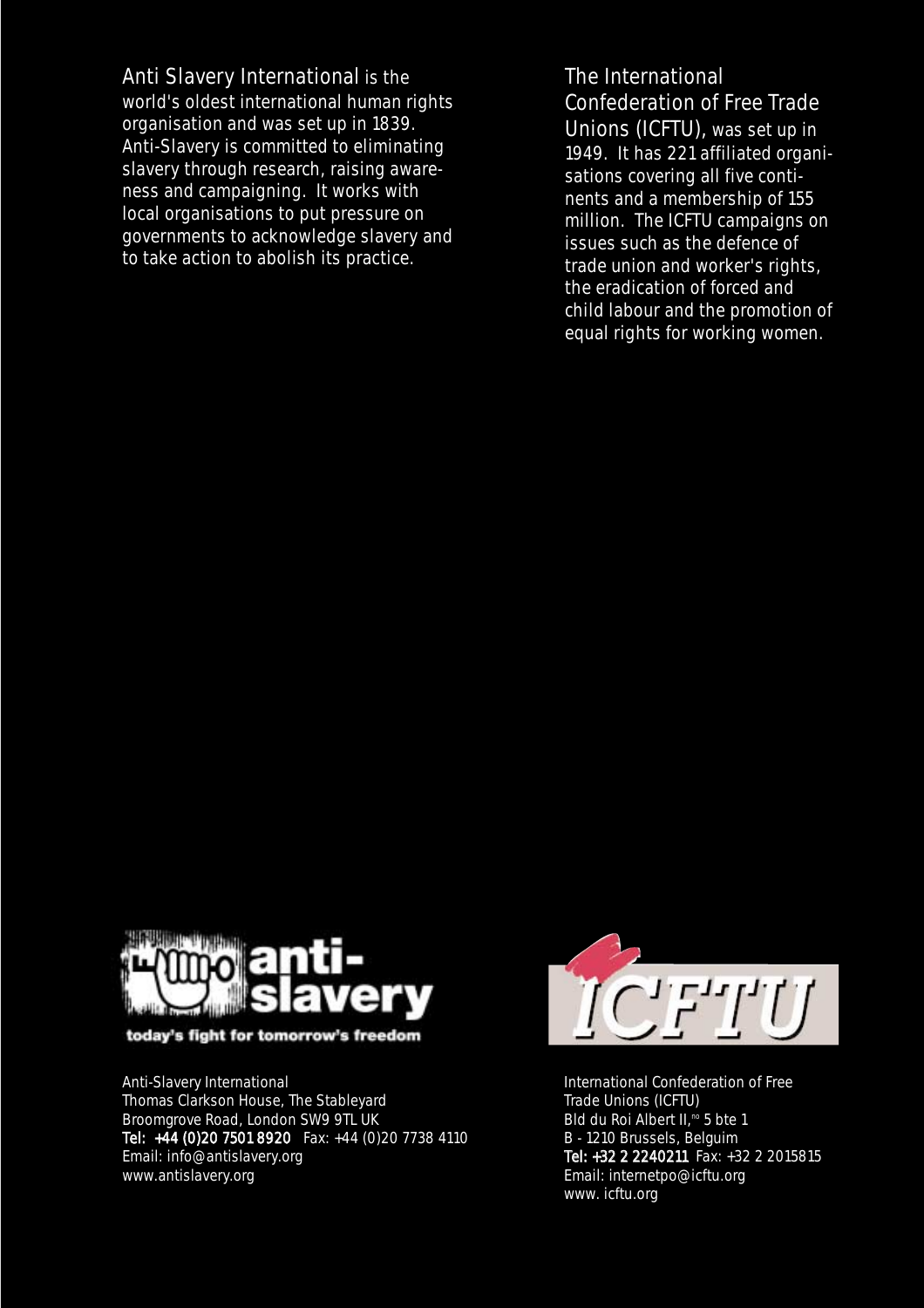Anti Slavery International is the world's oldest international human rights organisation and was set up in 1839. Anti-Slavery is committed to eliminating slavery through research, raising awareness and campaigning. It works with local organisations to put pressure on governments to acknowledge slavery and to take action to abolish its practice.

The International Confederation of Free Trade Unions (ICFTU), was set up in 1949. It has 221 affiliated organisations covering all five continents and a membership of 155 million. The ICFTU campaigns on issues such as the defence of trade union and worker's rights, the eradication of forced and child labour and the promotion of equal rights for working women.

anti-slavery

today's fight for tomorrow's freedom

Anti-Slavery International
Thomas Clarkson House, The Stableyard
Broomgrove Road, London SW9 9TL UK
Tel: +44 (0)20 7501 8920 Fax: +44 (0)20 7738 4110
Email: info@antislavery.org
www.antislavery.org

ICFTU

International Confederation of Free Trade Unions (ICFTU)
Bld du Roi Albert II, no 5 bte 1
B - 1210 Brussels, Belguim
Tel: +32 2 2240211 Fax: +32 2 2015815
Email: internetpo@icftu.org
www. icftu.org